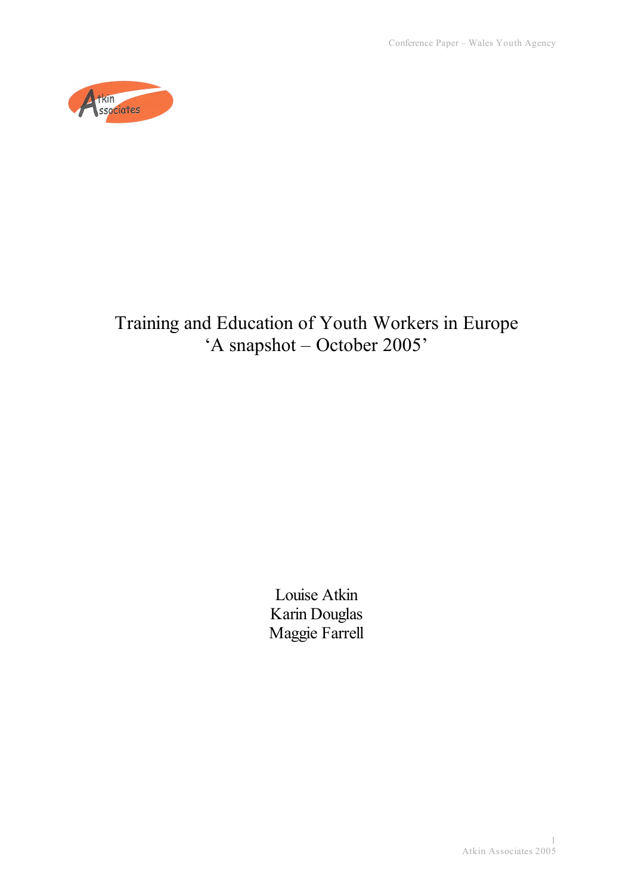# Training and Education of Youth Workers in Europe
# 'A snapshot – October 2005'

Louise Atkin
Karin Douglas
Maggie Farrell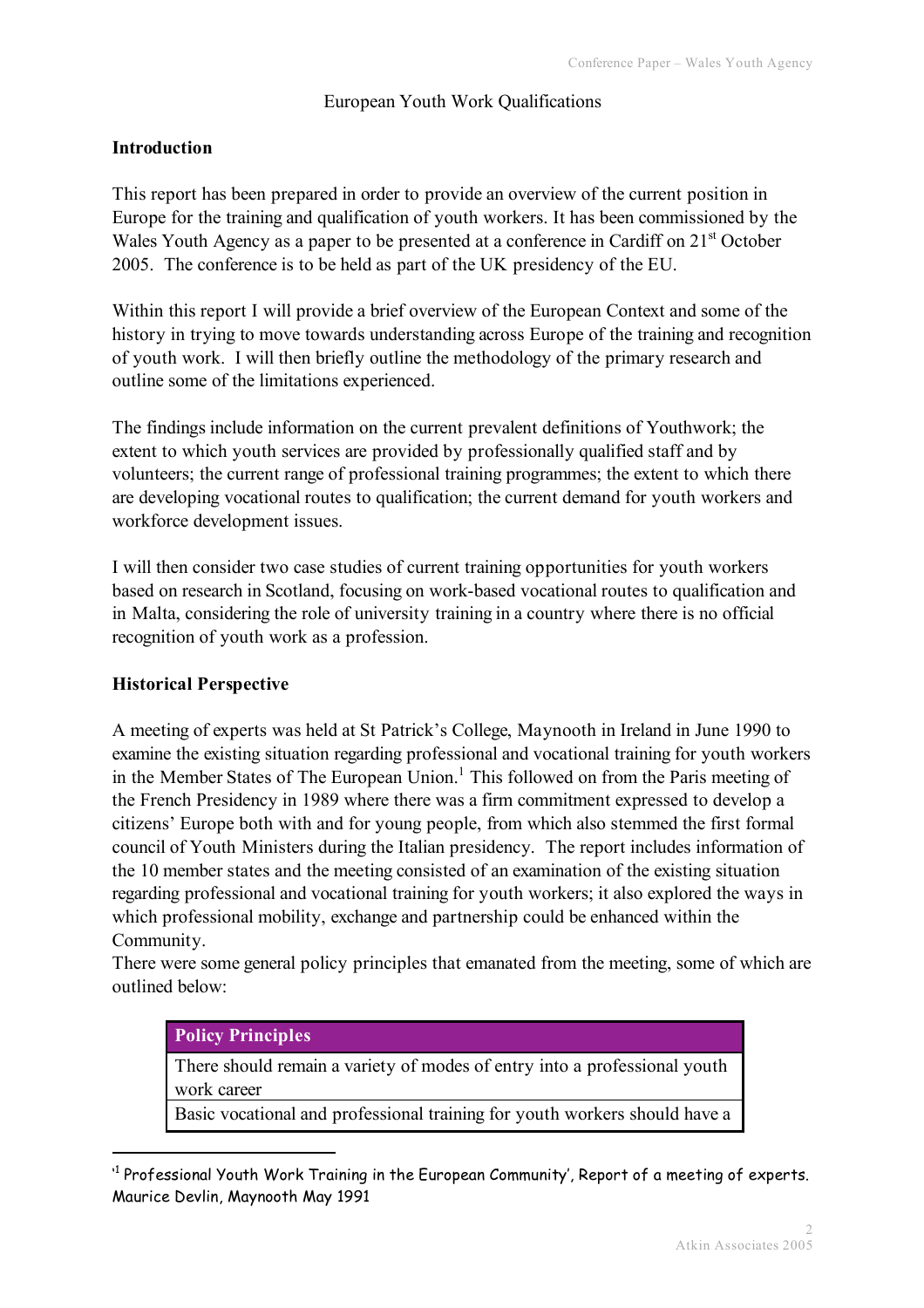European Youth Work Qualifications

## Introduction

This report has been prepared in order to provide an overview of the current position in Europe for the training and qualification of youth workers. It has been commissioned by the Wales Youth Agency as a paper to be presented at a conference in Cardiff on 21st October 2005. The conference is to be held as part of the UK presidency of the EU.

Within this report I will provide a brief overview of the European Context and some of the history in trying to move towards understanding across Europe of the training and recognition of youth work. I will then briefly outline the methodology of the primary research and outline some of the limitations experienced.

The findings include information on the current prevalent definitions of Youthwork; the extent to which youth services are provided by professionally qualified staff and by volunteers; the current range of professional training programmes; the extent to which there are developing vocational routes to qualification; the current demand for youth workers and workforce development issues.

I will then consider two case studies of current training opportunities for youth workers based on research in Scotland, focusing on work-based vocational routes to qualification and in Malta, considering the role of university training in a country where there is no official recognition of youth work as a profession.

## Historical Perspective

A meeting of experts was held at St Patrick's College, Maynooth in Ireland in June 1990 to examine the existing situation regarding professional and vocational training for youth workers in the Member States of The European Union.[1] This followed on from the Paris meeting of the French Presidency in 1989 where there was a firm commitment expressed to develop a citizens' Europe both with and for young people, from which also stemmed the first formal council of Youth Ministers during the Italian presidency. The report includes information of the 10 member states and the meeting consisted of an examination of the existing situation regarding professional and vocational training for youth workers; it also explored the ways in which professional mobility, exchange and partnership could be enhanced within the Community.

There were some general policy principles that emanated from the meeting, some of which are outlined below:

| Policy Principles |
| --- |
| There should remain a variety of modes of entry into a professional youth work career |
| Basic vocational and professional training for youth workers should have a |

[1] 'Professional Youth Work Training in the European Community', Report of a meeting of experts. Maurice Devlin, Maynooth May 1991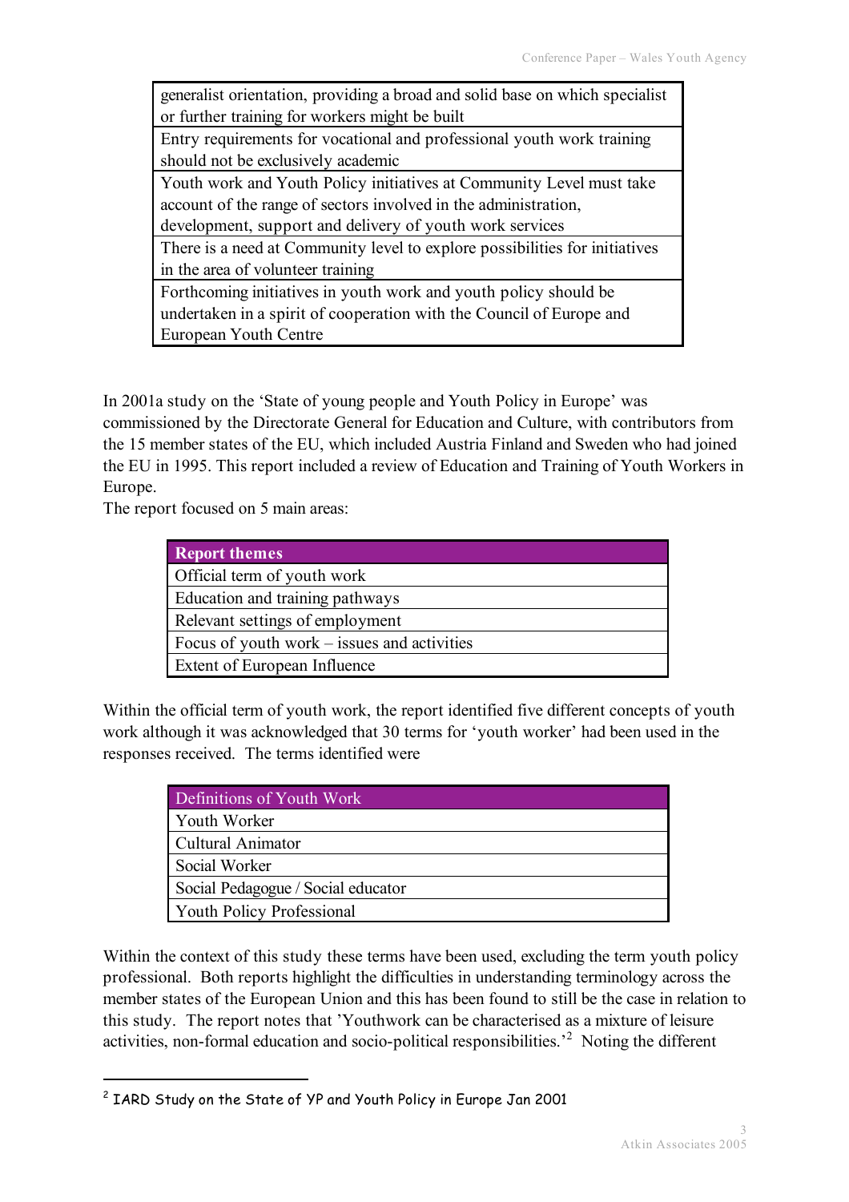| generalist orientation, providing a broad and solid base on which specialist or further training for workers might be built |
| --- |
| Entry requirements for vocational and professional youth work training should not be exclusively academic |
| Youth work and Youth Policy initiatives at Community Level must take account of the range of sectors involved in the administration, development, support and delivery of youth work services |
| There is a need at Community level to explore possibilities for initiatives in the area of volunteer training |
| Forthcoming initiatives in youth work and youth policy should be undertaken in a spirit of cooperation with the Council of Europe and European Youth Centre |

In 2001a study on the 'State of young people and Youth Policy in Europe' was commissioned by the Directorate General for Education and Culture, with contributors from the 15 member states of the EU, which included Austria Finland and Sweden who had joined the EU in 1995. This report included a review of Education and Training of Youth Workers in Europe.

The report focused on 5 main areas:

| **Report themes** |
| --- |
| Official term of youth work |
| Education and training pathways |
| Relevant settings of employment |
| Focus of youth work – issues and activities |
| Extent of European Influence |

Within the official term of youth work, the report identified five different concepts of youth work although it was acknowledged that 30 terms for 'youth worker' had been used in the responses received. The terms identified were

| Definitions of Youth Work |
| --- |
| Youth Worker |
| Cultural Animator |
| Social Worker |
| Social Pedagogue / Social educator |
| Youth Policy Professional |

Within the context of this study these terms have been used, excluding the term youth policy professional. Both reports highlight the difficulties in understanding terminology across the member states of the European Union and this has been found to still be the case in relation to this study. The report notes that 'Youthwork can be characterised as a mixture of leisure activities, non-formal education and socio-political responsibilities.'[2] Noting the different

[2] IARD Study on the State of YP and Youth Policy in Europe Jan 2001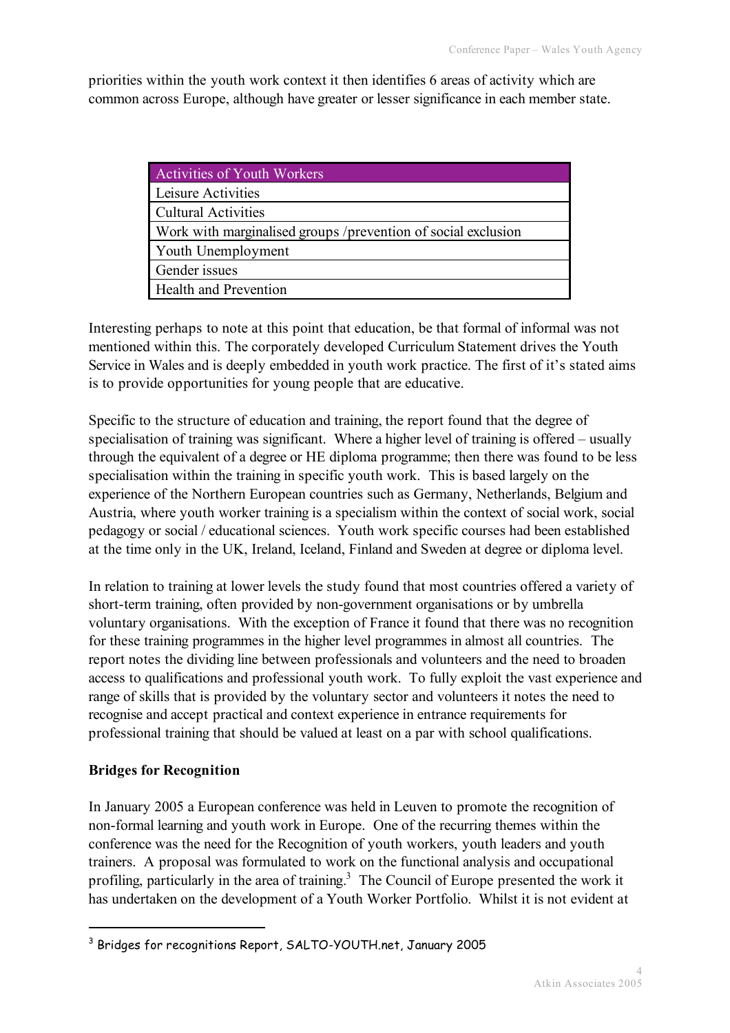priorities within the youth work context it then identifies 6 areas of activity which are common across Europe, although have greater or lesser significance in each member state.

| Activities of Youth Workers |
| --- |
| Leisure Activities |
| Cultural Activities |
| Work with marginalised groups /prevention of social exclusion |
| Youth Unemployment |
| Gender issues |
| Health and Prevention |

Interesting perhaps to note at this point that education, be that formal of informal was not mentioned within this. The corporately developed Curriculum Statement drives the Youth Service in Wales and is deeply embedded in youth work practice. The first of it's stated aims is to provide opportunities for young people that are educative.

Specific to the structure of education and training, the report found that the degree of specialisation of training was significant. Where a higher level of training is offered – usually through the equivalent of a degree or HE diploma programme; then there was found to be less specialisation within the training in specific youth work. This is based largely on the experience of the Northern European countries such as Germany, Netherlands, Belgium and Austria, where youth worker training is a specialism within the context of social work, social pedagogy or social / educational sciences. Youth work specific courses had been established at the time only in the UK, Ireland, Iceland, Finland and Sweden at degree or diploma level.

In relation to training at lower levels the study found that most countries offered a variety of short-term training, often provided by non-government organisations or by umbrella voluntary organisations. With the exception of France it found that there was no recognition for these training programmes in the higher level programmes in almost all countries. The report notes the dividing line between professionals and volunteers and the need to broaden access to qualifications and professional youth work. To fully exploit the vast experience and range of skills that is provided by the voluntary sector and volunteers it notes the need to recognise and accept practical and context experience in entrance requirements for professional training that should be valued at least on a par with school qualifications.

**Bridges for Recognition**

In January 2005 a European conference was held in Leuven to promote the recognition of non-formal learning and youth work in Europe. One of the recurring themes within the conference was the need for the Recognition of youth workers, youth leaders and youth trainers. A proposal was formulated to work on the functional analysis and occupational profiling, particularly in the area of training.[3] The Council of Europe presented the work it has undertaken on the development of a Youth Worker Portfolio. Whilst it is not evident at

[3] Bridges for recognitions Report, SALTO-YOUTH.net, January 2005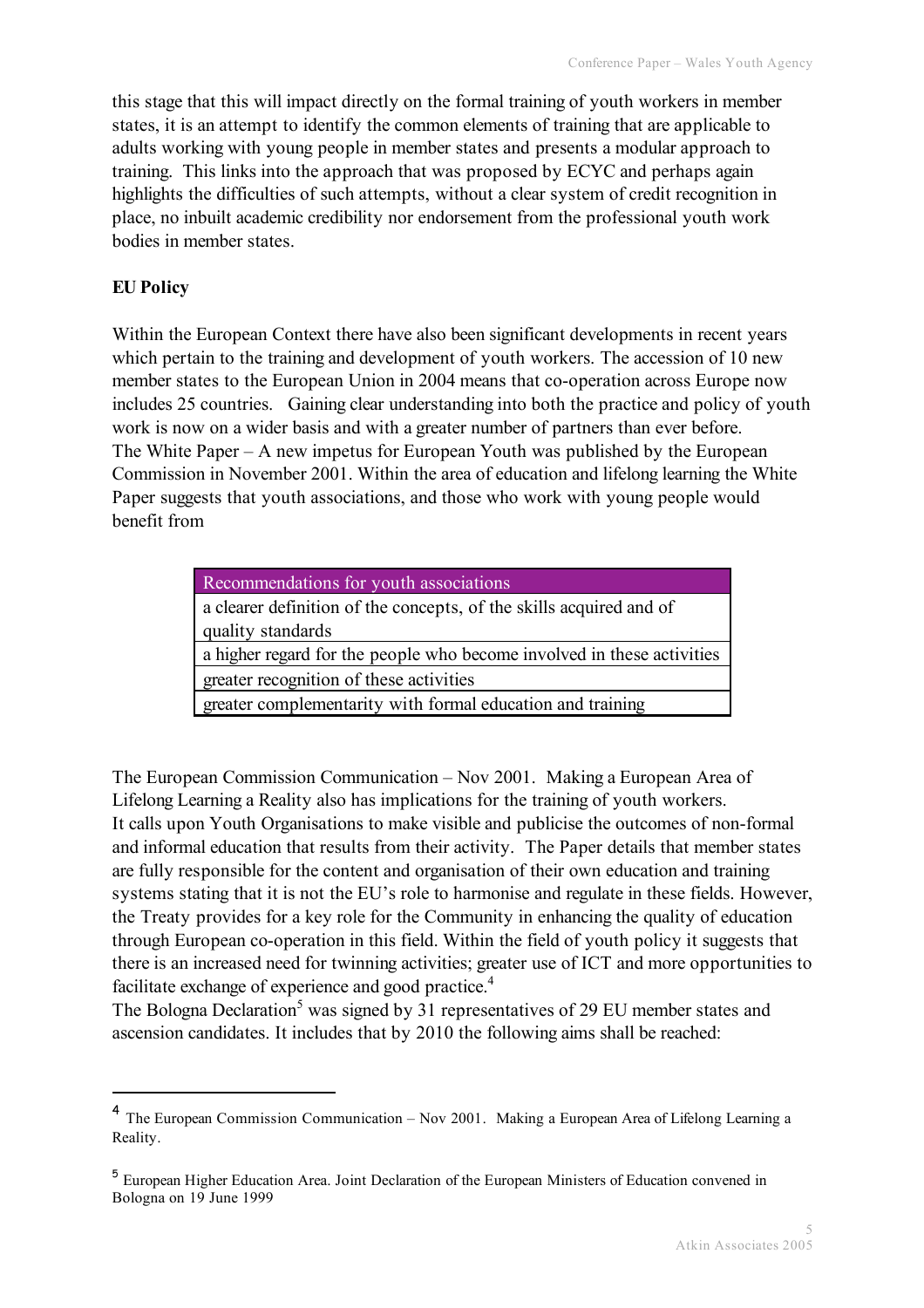this stage that this will impact directly on the formal training of youth workers in member states, it is an attempt to identify the common elements of training that are applicable to adults working with young people in member states and presents a modular approach to training. This links into the approach that was proposed by ECYC and perhaps again highlights the difficulties of such attempts, without a clear system of credit recognition in place, no inbuilt academic credibility nor endorsement from the professional youth work bodies in member states.

**EU Policy**

Within the European Context there have also been significant developments in recent years which pertain to the training and development of youth workers. The accession of 10 new member states to the European Union in 2004 means that co-operation across Europe now includes 25 countries. Gaining clear understanding into both the practice and policy of youth work is now on a wider basis and with a greater number of partners than ever before.
The White Paper – A new impetus for European Youth was published by the European Commission in November 2001. Within the area of education and lifelong learning the White Paper suggests that youth associations, and those who work with young people would benefit from

| Recommendations for youth associations |
|---|
| a clearer definition of the concepts, of the skills acquired and of quality standards |
| a higher regard for the people who become involved in these activities |
| greater recognition of these activities |
| greater complementarity with formal education and training |

The European Commission Communication – Nov 2001. Making a European Area of Lifelong Learning a Reality also has implications for the training of youth workers.
It calls upon Youth Organisations to make visible and publicise the outcomes of non-formal and informal education that results from their activity. The Paper details that member states are fully responsible for the content and organisation of their own education and training systems stating that it is not the EU's role to harmonise and regulate in these fields. However, the Treaty provides for a key role for the Community in enhancing the quality of education through European co-operation in this field. Within the field of youth policy it suggests that there is an increased need for twinning activities; greater use of ICT and more opportunities to facilitate exchange of experience and good practice.[4]
The Bologna Declaration[5] was signed by 31 representatives of 29 EU member states and ascension candidates. It includes that by 2010 the following aims shall be reached:

---

[4] The European Commission Communication – Nov 2001. Making a European Area of Lifelong Learning a Reality.

[5] European Higher Education Area. Joint Declaration of the European Ministers of Education convened in Bologna on 19 June 1999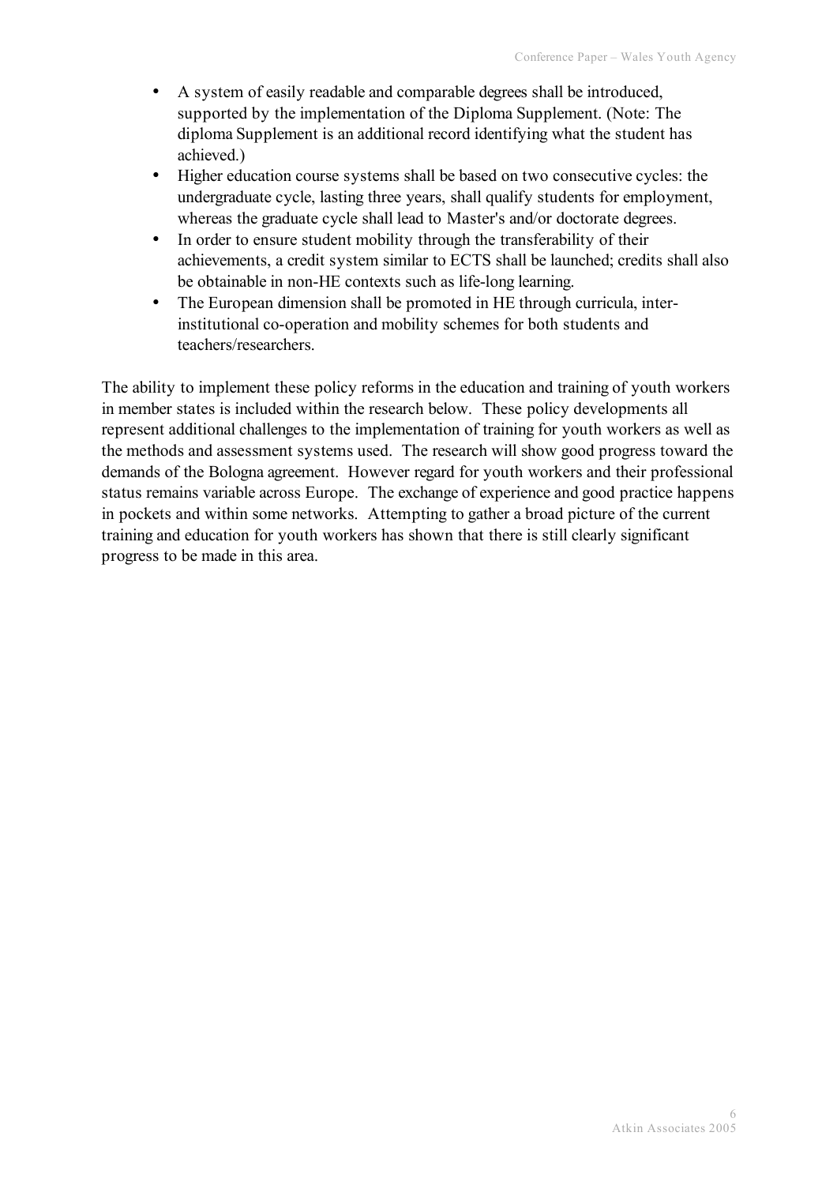- A system of easily readable and comparable degrees shall be introduced, supported by the implementation of the Diploma Supplement. (Note: The diploma Supplement is an additional record identifying what the student has achieved.)
- Higher education course systems shall be based on two consecutive cycles: the undergraduate cycle, lasting three years, shall qualify students for employment, whereas the graduate cycle shall lead to Master's and/or doctorate degrees.
- In order to ensure student mobility through the transferability of their achievements, a credit system similar to ECTS shall be launched; credits shall also be obtainable in non-HE contexts such as life-long learning.
- The European dimension shall be promoted in HE through curricula, inter-institutional co-operation and mobility schemes for both students and teachers/researchers.

The ability to implement these policy reforms in the education and training of youth workers in member states is included within the research below. These policy developments all represent additional challenges to the implementation of training for youth workers as well as the methods and assessment systems used. The research will show good progress toward the demands of the Bologna agreement. However regard for youth workers and their professional status remains variable across Europe. The exchange of experience and good practice happens in pockets and within some networks. Attempting to gather a broad picture of the current training and education for youth workers has shown that there is still clearly significant progress to be made in this area.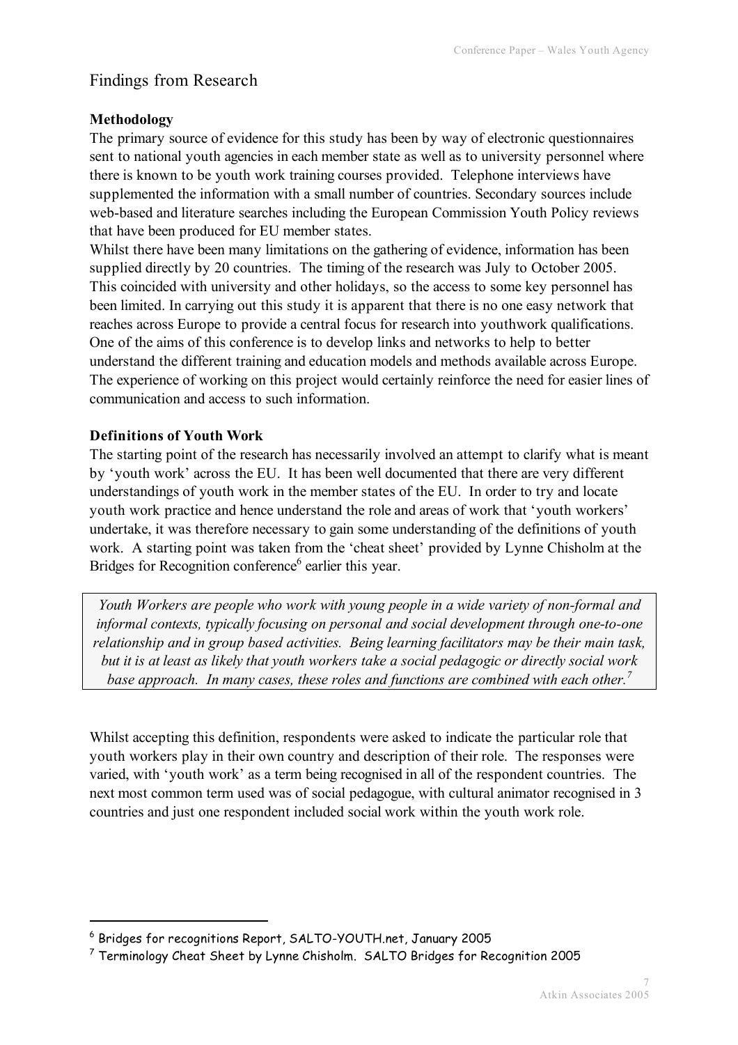## Findings from Research

**Methodology**

The primary source of evidence for this study has been by way of electronic questionnaires sent to national youth agencies in each member state as well as to university personnel where there is known to be youth work training courses provided. Telephone interviews have supplemented the information with a small number of countries. Secondary sources include web-based and literature searches including the European Commission Youth Policy reviews that have been produced for EU member states.

Whilst there have been many limitations on the gathering of evidence, information has been supplied directly by 20 countries. The timing of the research was July to October 2005. This coincided with university and other holidays, so the access to some key personnel has been limited. In carrying out this study it is apparent that there is no one easy network that reaches across Europe to provide a central focus for research into youthwork qualifications. One of the aims of this conference is to develop links and networks to help to better understand the different training and education models and methods available across Europe. The experience of working on this project would certainly reinforce the need for easier lines of communication and access to such information.

**Definitions of Youth Work**

The starting point of the research has necessarily involved an attempt to clarify what is meant by 'youth work' across the EU. It has been well documented that there are very different understandings of youth work in the member states of the EU. In order to try and locate youth work practice and hence understand the role and areas of work that 'youth workers' undertake, it was therefore necessary to gain some understanding of the definitions of youth work. A starting point was taken from the 'cheat sheet' provided by Lynne Chisholm at the Bridges for Recognition conference[6] earlier this year.

> *Youth Workers are people who work with young people in a wide variety of non-formal and informal contexts, typically focusing on personal and social development through one-to-one relationship and in group based activities. Being learning facilitators may be their main task, but it is at least as likely that youth workers take a social pedagogic or directly social work base approach. In many cases, these roles and functions are combined with each other.*[7]

Whilst accepting this definition, respondents were asked to indicate the particular role that youth workers play in their own country and description of their role. The responses were varied, with 'youth work' as a term being recognised in all of the respondent countries. The next most common term used was of social pedagogue, with cultural animator recognised in 3 countries and just one respondent included social work within the youth work role.

---

[6] Bridges for recognitions Report, SALTO-YOUTH.net, January 2005

[7] Terminology Cheat Sheet by Lynne Chisholm. SALTO Bridges for Recognition 2005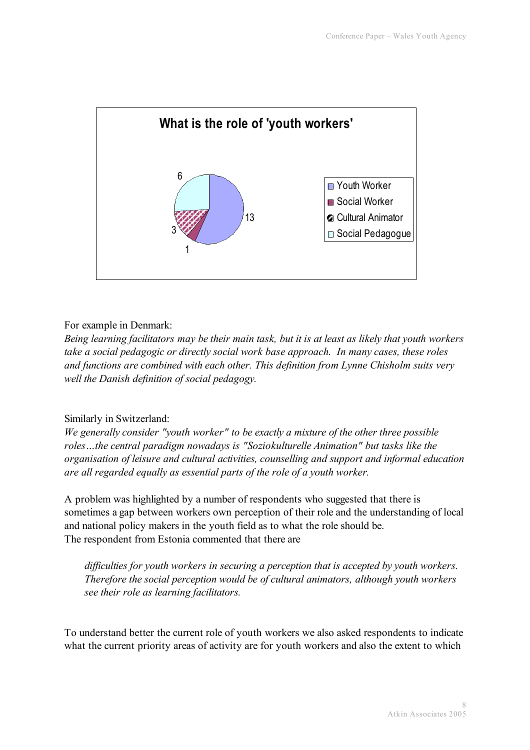**What is the role of 'youth workers'**

| Role | Responses |
| --- | --- |
| Youth Worker | 13 |
| Social Worker | 1 |
| Cultural Animator | 3 |
| Social Pedagogue | 6 |

For example in Denmark:
*Being learning facilitators may be their main task, but it is at least as likely that youth workers take a social pedagogic or directly social work base approach. In many cases, these roles and functions are combined with each other. This definition from Lynne Chisholm suits very well the Danish definition of social pedagogy.*

Similarly in Switzerland:
*We generally consider "youth worker" to be exactly a mixture of the other three possible roles…the central paradigm nowadays is "Soziokulturelle Animation" but tasks like the organisation of leisure and cultural activities, counselling and support and informal education are all regarded equally as essential parts of the role of a youth worker.*

A problem was highlighted by a number of respondents who suggested that there is sometimes a gap between workers own perception of their role and the understanding of local and national policy makers in the youth field as to what the role should be.
The respondent from Estonia commented that there are

> *difficulties for youth workers in securing a perception that is accepted by youth workers. Therefore the social perception would be of cultural animators, although youth workers see their role as learning facilitators.*

To understand better the current role of youth workers we also asked respondents to indicate what the current priority areas of activity are for youth workers and also the extent to which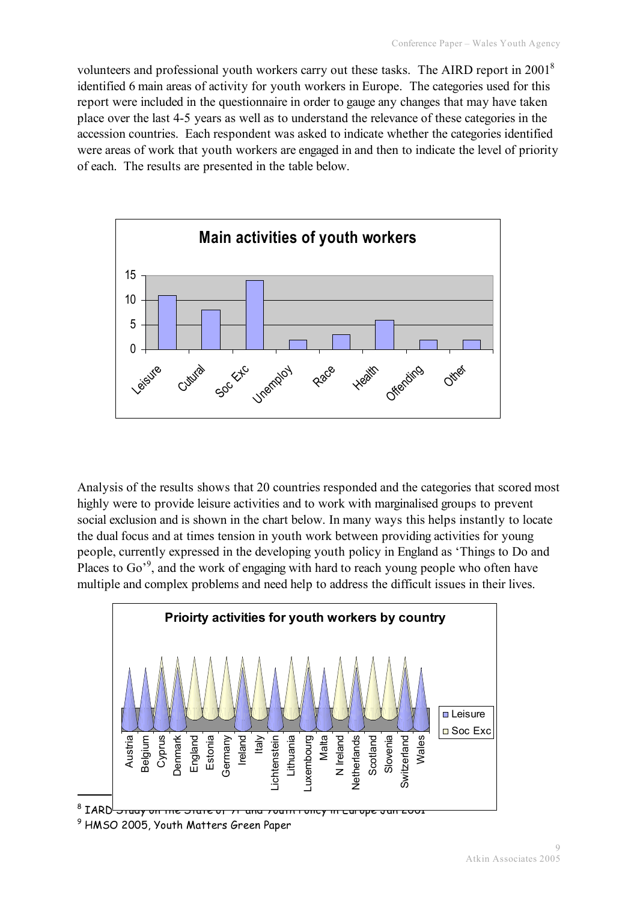volunteers and professional youth workers carry out these tasks. The AIRD report in 2001[8] identified 6 main areas of activity for youth workers in Europe. The categories used for this report were included in the questionnaire in order to gauge any changes that may have taken place over the last 4-5 years as well as to understand the relevance of these categories in the accession countries. Each respondent was asked to indicate whether the categories identified were areas of work that youth workers are engaged in and then to indicate the level of priority of each. The results are presented in the table below.

**Main activities of youth workers**

| Activity | Count |
|---|---|
| Leisure | 11 |
| Cutural | 8 |
| Soc Exc | 14 |
| Unemploy | 2 |
| Race | 3 |
| Health | 6 |
| Offending | 2 |
| Other | 2 |

Analysis of the results shows that 20 countries responded and the categories that scored most highly were to provide leisure activities and to work with marginalised groups to prevent social exclusion and is shown in the chart below. In many ways this helps instantly to locate the dual focus and at times tension in youth work between providing activities for young people, currently expressed in the developing youth policy in England as 'Things to Do and Places to Go'[9], and the work of engaging with hard to reach young people who often have multiple and complex problems and need help to address the difficult issues in their lives.

**Prioirty activities for youth workers by country**

Legend: Leisure, Soc Exc

Countries: Austria, Belgium, Cyprus, Denmark, England, Estonia, Germany, Ireland, Italy, Lichtenstein, Lithuania, Luxembourg, Malta, N Ireland, Netherlands, Scotland, Slovenia, Switzerland, Wales

[8] IARD Study on the State of YP and Youth Policy in Europe Jan 2001

[9] HMSO 2005, Youth Matters Green Paper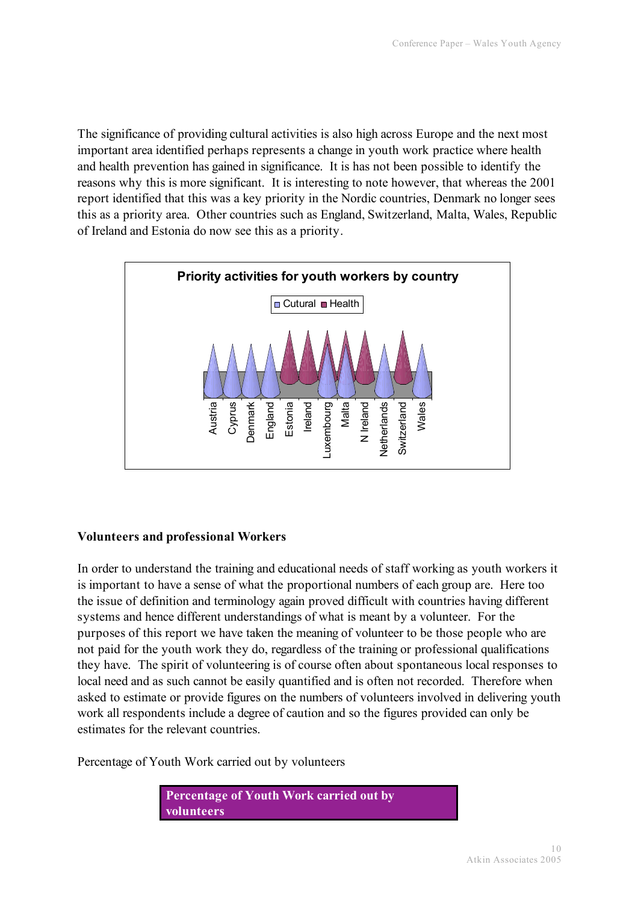The significance of providing cultural activities is also high across Europe and the next most important area identified perhaps represents a change in youth work practice where health and health prevention has gained in significance. It is has not been possible to identify the reasons why this is more significant. It is interesting to note however, that whereas the 2001 report identified that this was a key priority in the Nordic countries, Denmark no longer sees this as a priority area. Other countries such as England, Switzerland, Malta, Wales, Republic of Ireland and Estonia do now see this as a priority.

**Priority activities for youth workers by country**

Cutural ■ Health

Austria, Cyprus, Denmark, England, Estonia, Ireland, Luxembourg, Malta, N Ireland, Netherlands, Switzerland, Wales

### Volunteers and professional Workers

In order to understand the training and educational needs of staff working as youth workers it is important to have a sense of what the proportional numbers of each group are. Here too the issue of definition and terminology again proved difficult with countries having different systems and hence different understandings of what is meant by a volunteer. For the purposes of this report we have taken the meaning of volunteer to be those people who are not paid for the youth work they do, regardless of the training or professional qualifications they have. The spirit of volunteering is of course often about spontaneous local responses to local need and as such cannot be easily quantified and is often not recorded. Therefore when asked to estimate or provide figures on the numbers of volunteers involved in delivering youth work all respondents include a degree of caution and so the figures provided can only be estimates for the relevant countries.

Percentage of Youth Work carried out by volunteers

| Percentage of Youth Work carried out by volunteers |
|---|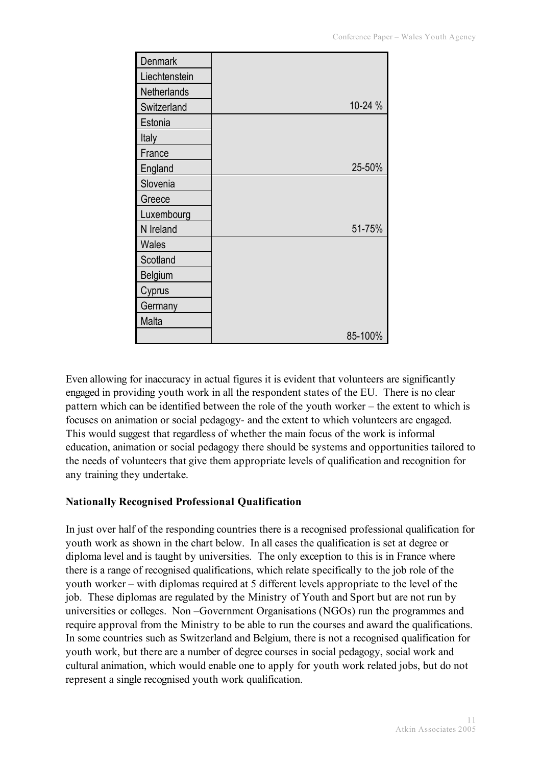| Country | Percentage |
|---|---|
| Denmark | |
| Liechtenstein | |
| Netherlands | |
| Switzerland | 10-24 % |
| Estonia | |
| Italy | |
| France | |
| England | 25-50% |
| Slovenia | |
| Greece | |
| Luxembourg | |
| N Ireland | 51-75% |
| Wales | |
| Scotland | |
| Belgium | |
| Cyprus | |
| Germany | |
| Malta | |
| | 85-100% |

Even allowing for inaccuracy in actual figures it is evident that volunteers are significantly engaged in providing youth work in all the respondent states of the EU. There is no clear pattern which can be identified between the role of the youth worker – the extent to which is focuses on animation or social pedagogy- and the extent to which volunteers are engaged. This would suggest that regardless of whether the main focus of the work is informal education, animation or social pedagogy there should be systems and opportunities tailored to the needs of volunteers that give them appropriate levels of qualification and recognition for any training they undertake.

**Nationally Recognised Professional Qualification**

In just over half of the responding countries there is a recognised professional qualification for youth work as shown in the chart below. In all cases the qualification is set at degree or diploma level and is taught by universities. The only exception to this is in France where there is a range of recognised qualifications, which relate specifically to the job role of the youth worker – with diplomas required at 5 different levels appropriate to the level of the job. These diplomas are regulated by the Ministry of Youth and Sport but are not run by universities or colleges. Non –Government Organisations (NGOs) run the programmes and require approval from the Ministry to be able to run the courses and award the qualifications. In some countries such as Switzerland and Belgium, there is not a recognised qualification for youth work, but there are a number of degree courses in social pedagogy, social work and cultural animation, which would enable one to apply for youth work related jobs, but do not represent a single recognised youth work qualification.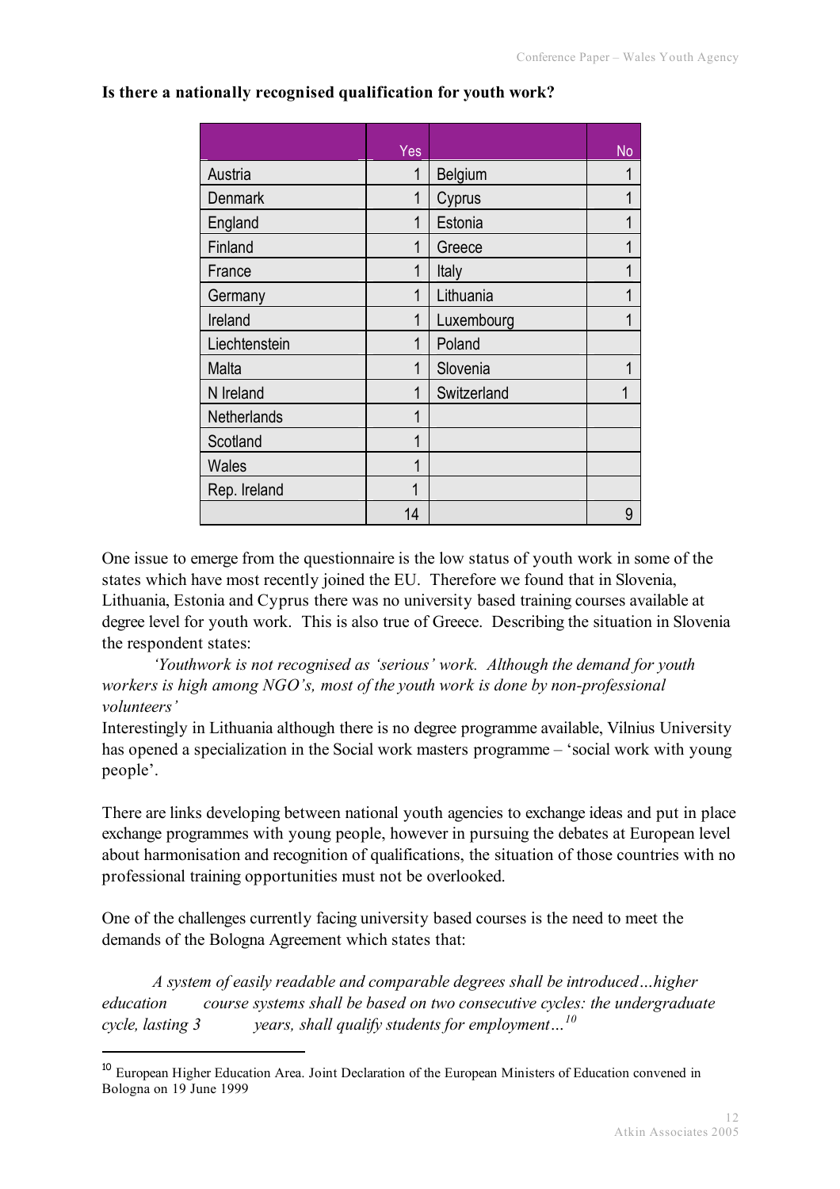**Is there a nationally recognised qualification for youth work?**

| | Yes | | No |
|---|---|---|---|
| Austria | 1 | Belgium | 1 |
| Denmark | 1 | Cyprus | 1 |
| England | 1 | Estonia | 1 |
| Finland | 1 | Greece | 1 |
| France | 1 | Italy | 1 |
| Germany | 1 | Lithuania | 1 |
| Ireland | 1 | Luxembourg | 1 |
| Liechtenstein | 1 | Poland | |
| Malta | 1 | Slovenia | 1 |
| N Ireland | 1 | Switzerland | 1 |
| Netherlands | 1 | | |
| Scotland | 1 | | |
| Wales | 1 | | |
| Rep. Ireland | 1 | | |
| | 14 | | 9 |

One issue to emerge from the questionnaire is the low status of youth work in some of the states which have most recently joined the EU. Therefore we found that in Slovenia, Lithuania, Estonia and Cyprus there was no university based training courses available at degree level for youth work. This is also true of Greece. Describing the situation in Slovenia the respondent states:

*'Youthwork is not recognised as 'serious' work. Although the demand for youth workers is high among NGO's, most of the youth work is done by non-professional volunteers'*

Interestingly in Lithuania although there is no degree programme available, Vilnius University has opened a specialization in the Social work masters programme – 'social work with young people'.

There are links developing between national youth agencies to exchange ideas and put in place exchange programmes with young people, however in pursuing the debates at European level about harmonisation and recognition of qualifications, the situation of those countries with no professional training opportunities must not be overlooked.

One of the challenges currently facing university based courses is the need to meet the demands of the Bologna Agreement which states that:

*A system of easily readable and comparable degrees shall be introduced…higher education course systems shall be based on two consecutive cycles: the undergraduate cycle, lasting 3 years, shall qualify students for employment…*[10]

[10] European Higher Education Area. Joint Declaration of the European Ministers of Education convened in Bologna on 19 June 1999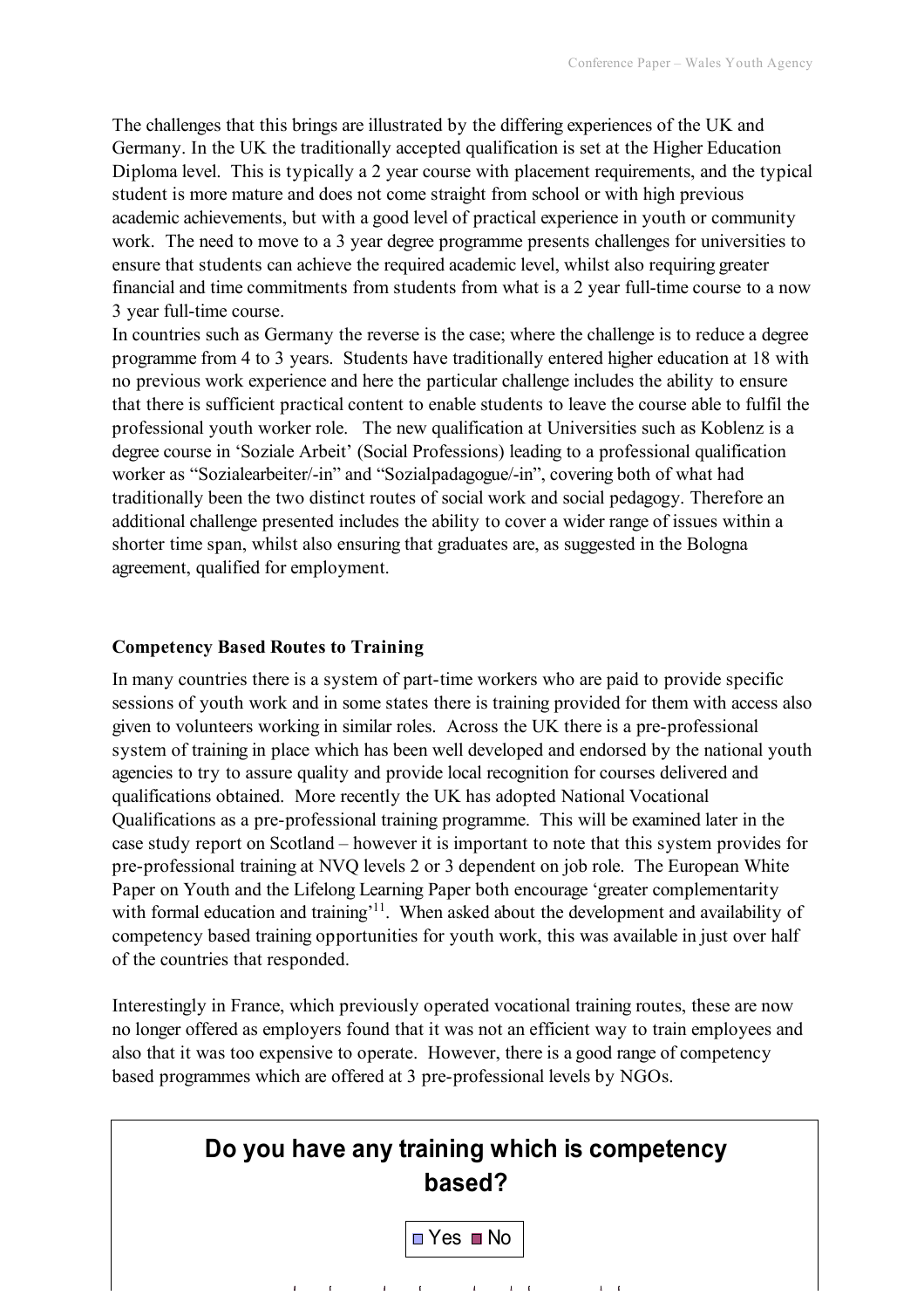The challenges that this brings are illustrated by the differing experiences of the UK and Germany. In the UK the traditionally accepted qualification is set at the Higher Education Diploma level. This is typically a 2 year course with placement requirements, and the typical student is more mature and does not come straight from school or with high previous academic achievements, but with a good level of practical experience in youth or community work. The need to move to a 3 year degree programme presents challenges for universities to ensure that students can achieve the required academic level, whilst also requiring greater financial and time commitments from students from what is a 2 year full-time course to a now 3 year full-time course.

In countries such as Germany the reverse is the case; where the challenge is to reduce a degree programme from 4 to 3 years. Students have traditionally entered higher education at 18 with no previous work experience and here the particular challenge includes the ability to ensure that there is sufficient practical content to enable students to leave the course able to fulfil the professional youth worker role. The new qualification at Universities such as Koblenz is a degree course in 'Soziale Arbeit' (Social Professions) leading to a professional qualification worker as "Sozialearbeiter/-in" and "Sozialpadagogue/-in", covering both of what had traditionally been the two distinct routes of social work and social pedagogy. Therefore an additional challenge presented includes the ability to cover a wider range of issues within a shorter time span, whilst also ensuring that graduates are, as suggested in the Bologna agreement, qualified for employment.

### Competency Based Routes to Training

In many countries there is a system of part-time workers who are paid to provide specific sessions of youth work and in some states there is training provided for them with access also given to volunteers working in similar roles. Across the UK there is a pre-professional system of training in place which has been well developed and endorsed by the national youth agencies to try to assure quality and provide local recognition for courses delivered and qualifications obtained. More recently the UK has adopted National Vocational Qualifications as a pre-professional training programme. This will be examined later in the case study report on Scotland – however it is important to note that this system provides for pre-professional training at NVQ levels 2 or 3 dependent on job role. The European White Paper on Youth and the Lifelong Learning Paper both encourage 'greater complementarity with formal education and training'[11]. When asked about the development and availability of competency based training opportunities for youth work, this was available in just over half of the countries that responded.

Interestingly in France, which previously operated vocational training routes, these are now no longer offered as employers found that it was not an efficient way to train employees and also that it was too expensive to operate. However, there is a good range of competency based programmes which are offered at 3 pre-professional levels by NGOs.

**Do you have any training which is competency based?**

Yes / No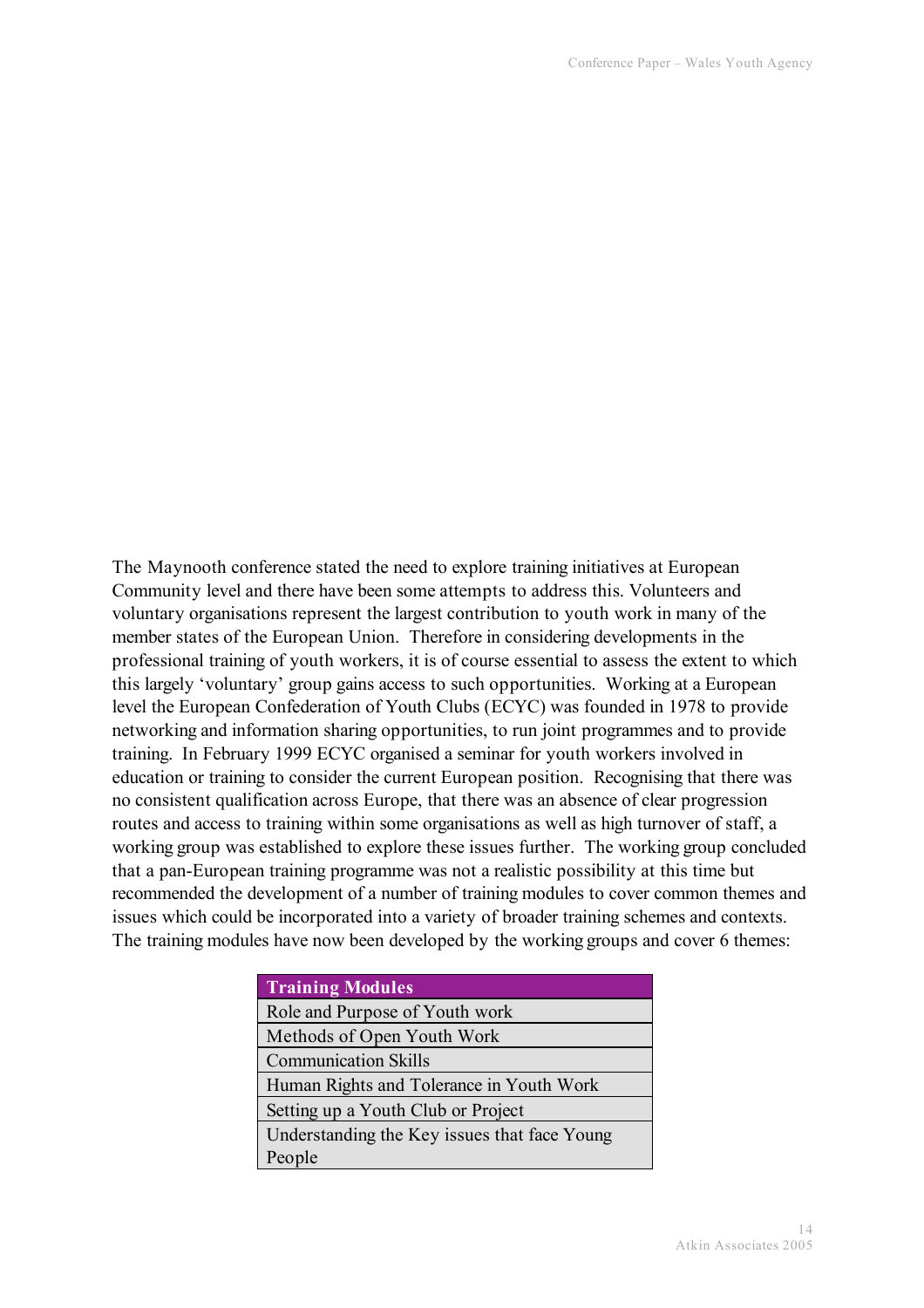The Maynooth conference stated the need to explore training initiatives at European Community level and there have been some attempts to address this. Volunteers and voluntary organisations represent the largest contribution to youth work in many of the member states of the European Union. Therefore in considering developments in the professional training of youth workers, it is of course essential to assess the extent to which this largely 'voluntary' group gains access to such opportunities. Working at a European level the European Confederation of Youth Clubs (ECYC) was founded in 1978 to provide networking and information sharing opportunities, to run joint programmes and to provide training. In February 1999 ECYC organised a seminar for youth workers involved in education or training to consider the current European position. Recognising that there was no consistent qualification across Europe, that there was an absence of clear progression routes and access to training within some organisations as well as high turnover of staff, a working group was established to explore these issues further. The working group concluded that a pan-European training programme was not a realistic possibility at this time but recommended the development of a number of training modules to cover common themes and issues which could be incorporated into a variety of broader training schemes and contexts. The training modules have now been developed by the working groups and cover 6 themes:

| Training Modules |
| --- |
| Role and Purpose of Youth work |
| Methods of Open Youth Work |
| Communication Skills |
| Human Rights and Tolerance in Youth Work |
| Setting up a Youth Club or Project |
| Understanding the Key issues that face Young People |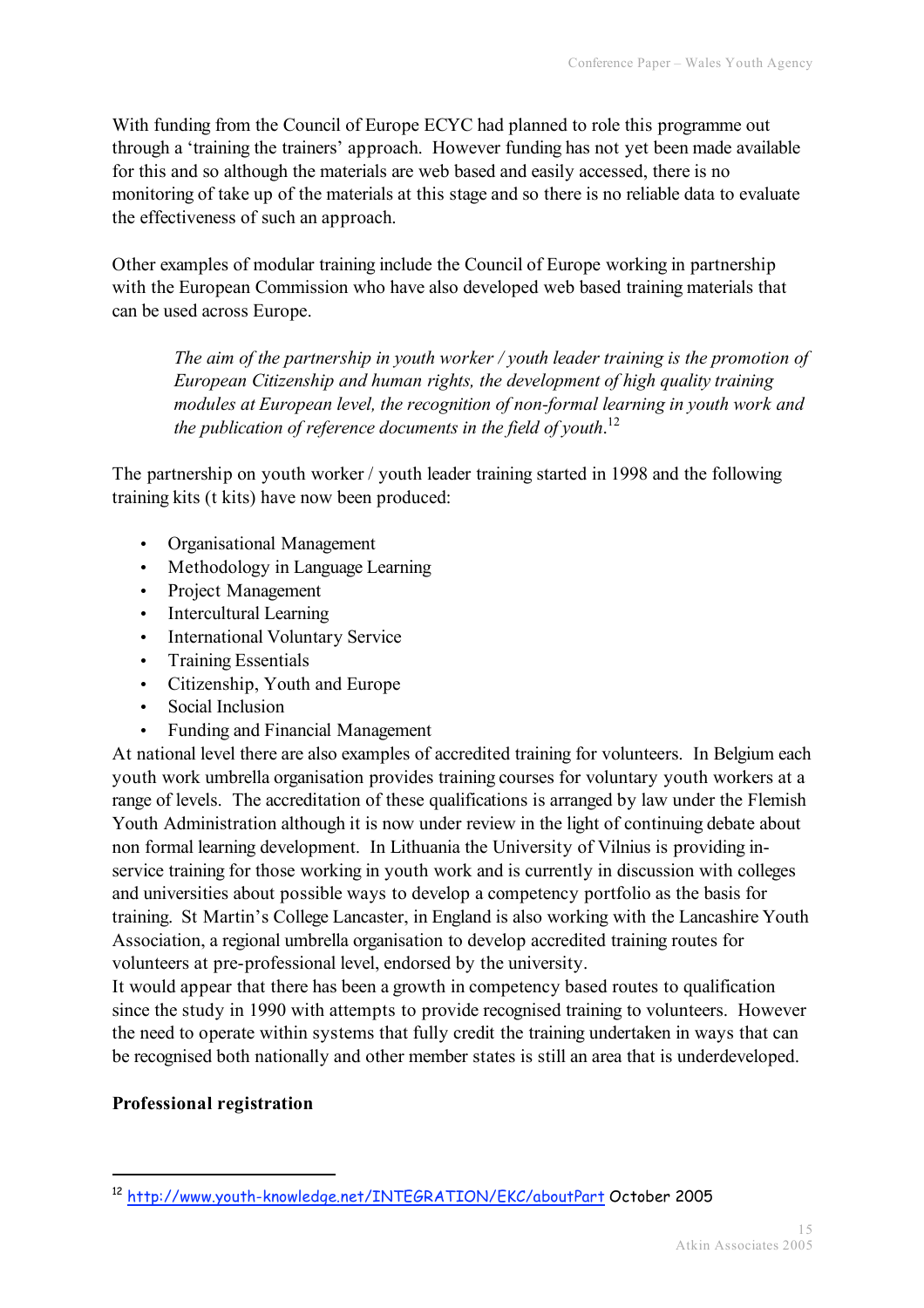With funding from the Council of Europe ECYC had planned to role this programme out through a 'training the trainers' approach. However funding has not yet been made available for this and so although the materials are web based and easily accessed, there is no monitoring of take up of the materials at this stage and so there is no reliable data to evaluate the effectiveness of such an approach.

Other examples of modular training include the Council of Europe working in partnership with the European Commission who have also developed web based training materials that can be used across Europe.

> *The aim of the partnership in youth worker / youth leader training is the promotion of European Citizenship and human rights, the development of high quality training modules at European level, the recognition of non-formal learning in youth work and the publication of reference documents in the field of youth.*[12]

The partnership on youth worker / youth leader training started in 1998 and the following training kits (t kits) have now been produced:

- Organisational Management
- Methodology in Language Learning
- Project Management
- Intercultural Learning
- International Voluntary Service
- Training Essentials
- Citizenship, Youth and Europe
- Social Inclusion
- Funding and Financial Management

At national level there are also examples of accredited training for volunteers. In Belgium each youth work umbrella organisation provides training courses for voluntary youth workers at a range of levels. The accreditation of these qualifications is arranged by law under the Flemish Youth Administration although it is now under review in the light of continuing debate about non formal learning development. In Lithuania the University of Vilnius is providing in-service training for those working in youth work and is currently in discussion with colleges and universities about possible ways to develop a competency portfolio as the basis for training. St Martin's College Lancaster, in England is also working with the Lancashire Youth Association, a regional umbrella organisation to develop accredited training routes for volunteers at pre-professional level, endorsed by the university.

It would appear that there has been a growth in competency based routes to qualification since the study in 1990 with attempts to provide recognised training to volunteers. However the need to operate within systems that fully credit the training undertaken in ways that can be recognised both nationally and other member states is still an area that is underdeveloped.

**Professional registration**

---

[12] http://www.youth-knowledge.net/INTEGRATION/EKC/aboutPart October 2005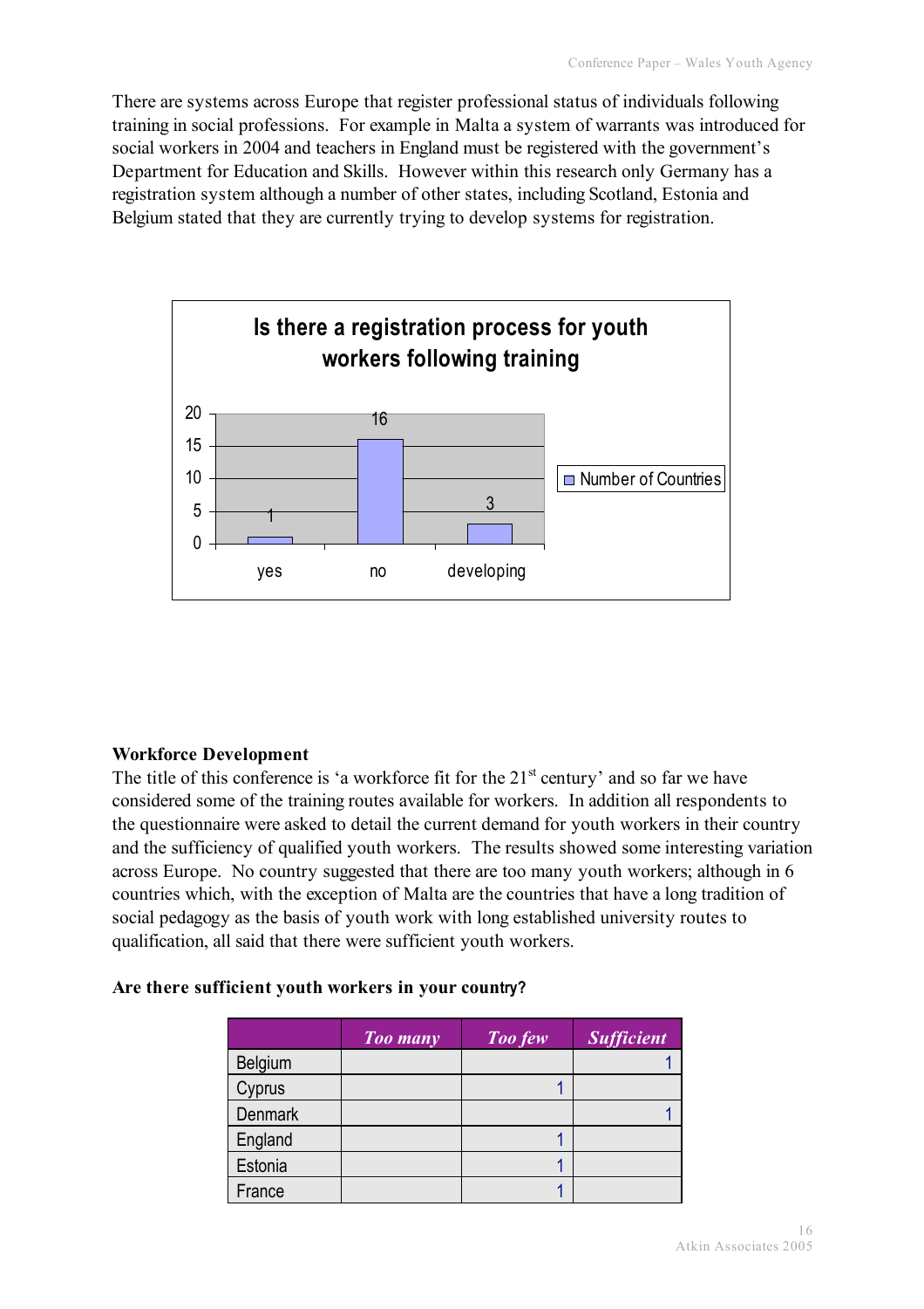There are systems across Europe that register professional status of individuals following training in social professions. For example in Malta a system of warrants was introduced for social workers in 2004 and teachers in England must be registered with the government's Department for Education and Skills. However within this research only Germany has a registration system although a number of other states, including Scotland, Estonia and Belgium stated that they are currently trying to develop systems for registration.

**Is there a registration process for youth workers following training**

| | Number of Countries |
|---|---|
| yes | 1 |
| no | 16 |
| developing | 3 |

**Workforce Development**

The title of this conference is 'a workforce fit for the 21st century' and so far we have considered some of the training routes available for workers. In addition all respondents to the questionnaire were asked to detail the current demand for youth workers in their country and the sufficiency of qualified youth workers. The results showed some interesting variation across Europe. No country suggested that there are too many youth workers; although in 6 countries which, with the exception of Malta are the countries that have a long tradition of social pedagogy as the basis of youth work with long established university routes to qualification, all said that there were sufficient youth workers.

**Are there sufficient youth workers in your country?**

| | *Too many* | *Too few* | *Sufficient* |
|---|---|---|---|
| Belgium | | | 1 |
| Cyprus | | 1 | |
| Denmark | | | 1 |
| England | | 1 | |
| Estonia | | 1 | |
| France | | 1 | |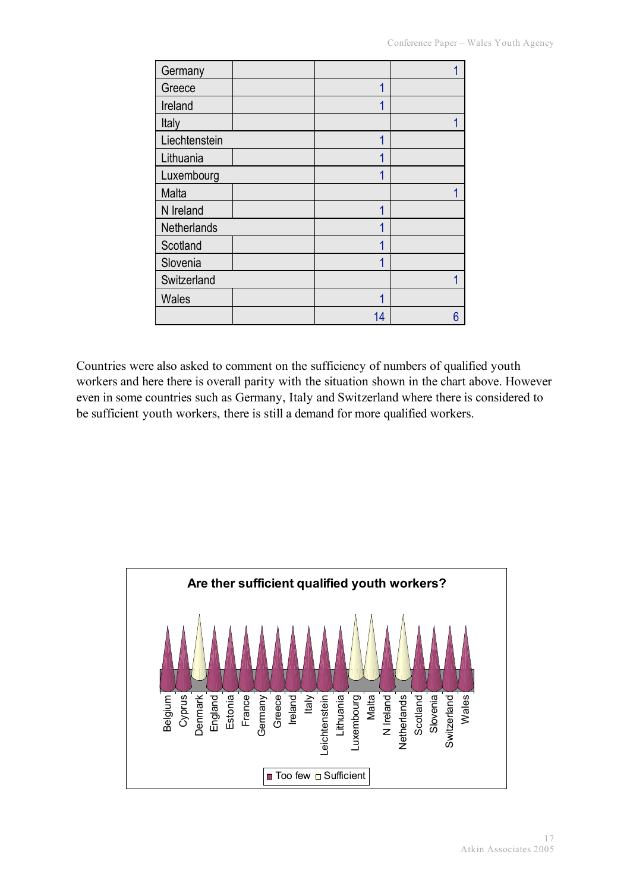| | | | |
|---|---|---|---|
| Germany | | | 1 |
| Greece | | 1 | |
| Ireland | | 1 | |
| Italy | | | 1 |
| Liechtenstein | | 1 | |
| Lithuania | | 1 | |
| Luxembourg | | 1 | |
| Malta | | | 1 |
| N Ireland | | 1 | |
| Netherlands | | 1 | |
| Scotland | | 1 | |
| Slovenia | | 1 | |
| Switzerland | | | 1 |
| Wales | | 1 | |
| | | 14 | 6 |

Countries were also asked to comment on the sufficiency of numbers of qualified youth workers and here there is overall parity with the situation shown in the chart above. However even in some countries such as Germany, Italy and Switzerland where there is considered to be sufficient youth workers, there is still a demand for more qualified workers.

**Are ther sufficient qualified youth workers?**

Belgium, Cyprus, Denmark, England, Estonia, France, Germany, Greece, Ireland, Italy, Leichtenstein, Lithuania, Luxembourg, Malta, N Ireland, Netherlands, Scotland, Slovenia, Switzerland, Wales

Too few / Sufficient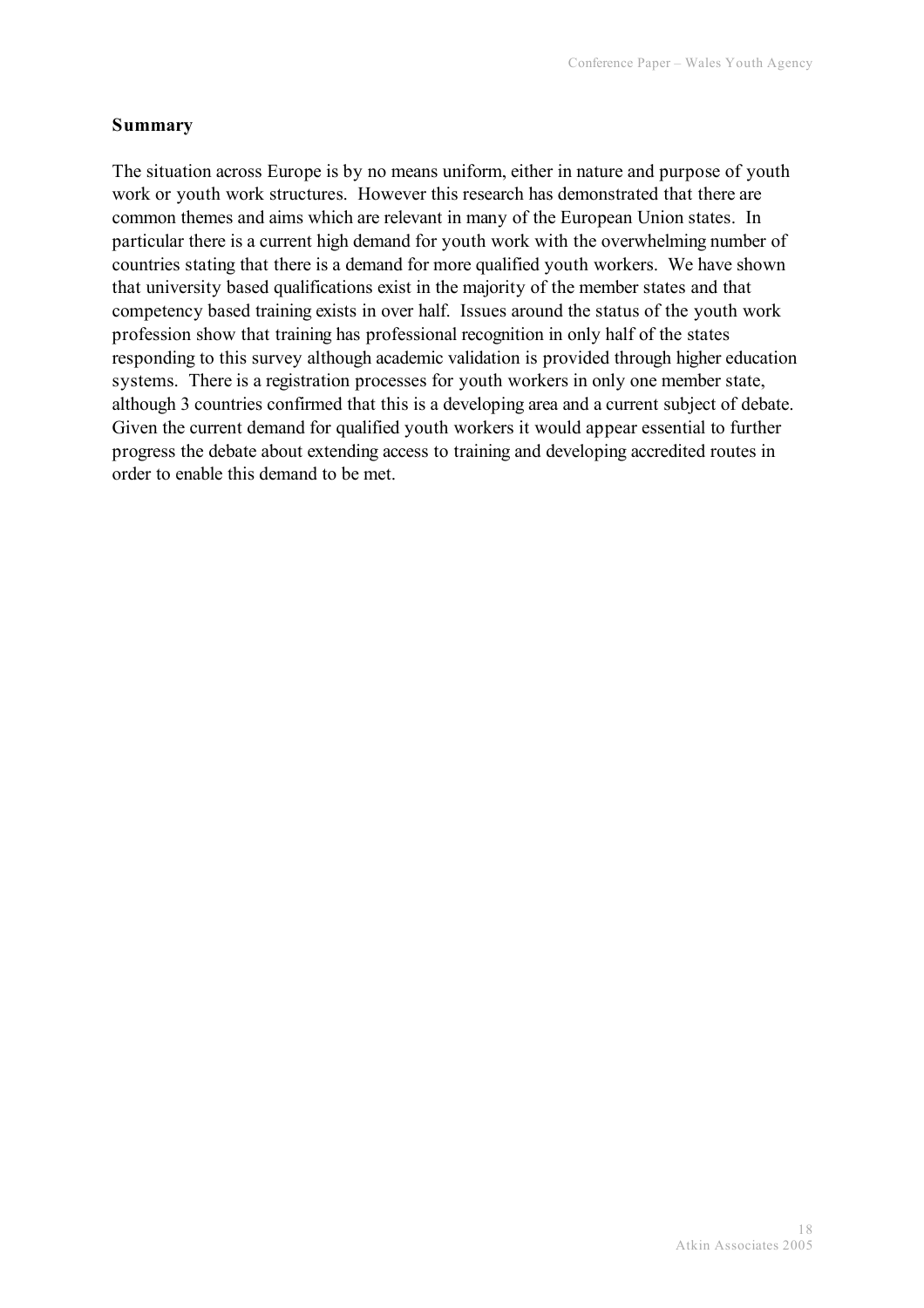## Summary

The situation across Europe is by no means uniform, either in nature and purpose of youth work or youth work structures. However this research has demonstrated that there are common themes and aims which are relevant in many of the European Union states. In particular there is a current high demand for youth work with the overwhelming number of countries stating that there is a demand for more qualified youth workers. We have shown that university based qualifications exist in the majority of the member states and that competency based training exists in over half. Issues around the status of the youth work profession show that training has professional recognition in only half of the states responding to this survey although academic validation is provided through higher education systems. There is a registration processes for youth workers in only one member state, although 3 countries confirmed that this is a developing area and a current subject of debate. Given the current demand for qualified youth workers it would appear essential to further progress the debate about extending access to training and developing accredited routes in order to enable this demand to be met.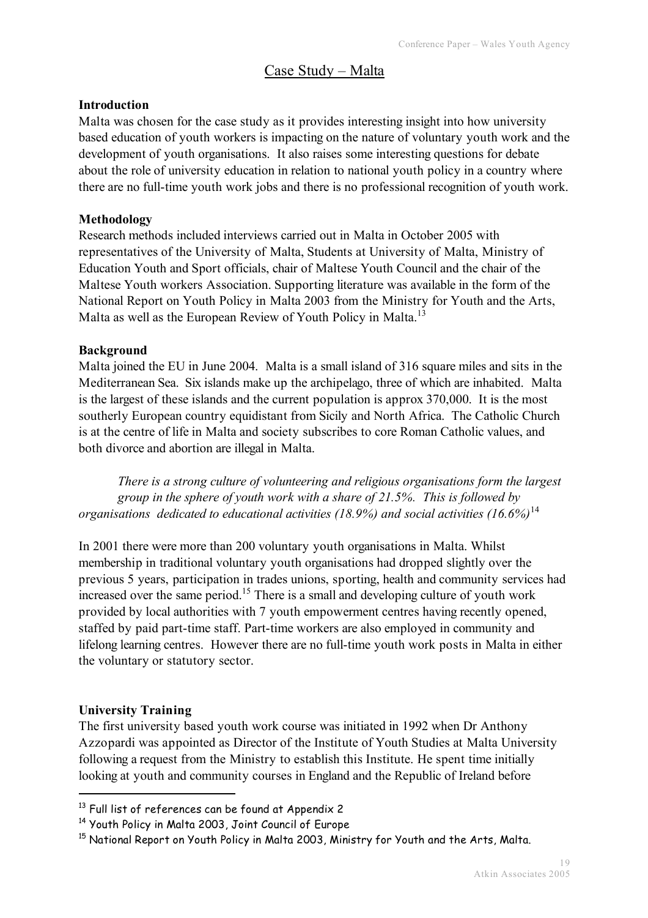## Case Study – Malta

**Introduction**

Malta was chosen for the case study as it provides interesting insight into how university based education of youth workers is impacting on the nature of voluntary youth work and the development of youth organisations. It also raises some interesting questions for debate about the role of university education in relation to national youth policy in a country where there are no full-time youth work jobs and there is no professional recognition of youth work.

**Methodology**

Research methods included interviews carried out in Malta in October 2005 with representatives of the University of Malta, Students at University of Malta, Ministry of Education Youth and Sport officials, chair of Maltese Youth Council and the chair of the Maltese Youth workers Association. Supporting literature was available in the form of the National Report on Youth Policy in Malta 2003 from the Ministry for Youth and the Arts, Malta as well as the European Review of Youth Policy in Malta.[13]

**Background**

Malta joined the EU in June 2004. Malta is a small island of 316 square miles and sits in the Mediterranean Sea. Six islands make up the archipelago, three of which are inhabited. Malta is the largest of these islands and the current population is approx 370,000. It is the most southerly European country equidistant from Sicily and North Africa. The Catholic Church is at the centre of life in Malta and society subscribes to core Roman Catholic values, and both divorce and abortion are illegal in Malta.

> *There is a strong culture of volunteering and religious organisations form the largest group in the sphere of youth work with a share of 21.5%. This is followed by organisations dedicated to educational activities (18.9%) and social activities (16.6%)*[14]

In 2001 there were more than 200 voluntary youth organisations in Malta. Whilst membership in traditional voluntary youth organisations had dropped slightly over the previous 5 years, participation in trades unions, sporting, health and community services had increased over the same period.[15] There is a small and developing culture of youth work provided by local authorities with 7 youth empowerment centres having recently opened, staffed by paid part-time staff. Part-time workers are also employed in community and lifelong learning centres. However there are no full-time youth work posts in Malta in either the voluntary or statutory sector.

**University Training**

The first university based youth work course was initiated in 1992 when Dr Anthony Azzopardi was appointed as Director of the Institute of Youth Studies at Malta University following a request from the Ministry to establish this Institute. He spent time initially looking at youth and community courses in England and the Republic of Ireland before

---

[13] Full list of references can be found at Appendix 2

[14] Youth Policy in Malta 2003, Joint Council of Europe

[15] National Report on Youth Policy in Malta 2003, Ministry for Youth and the Arts, Malta.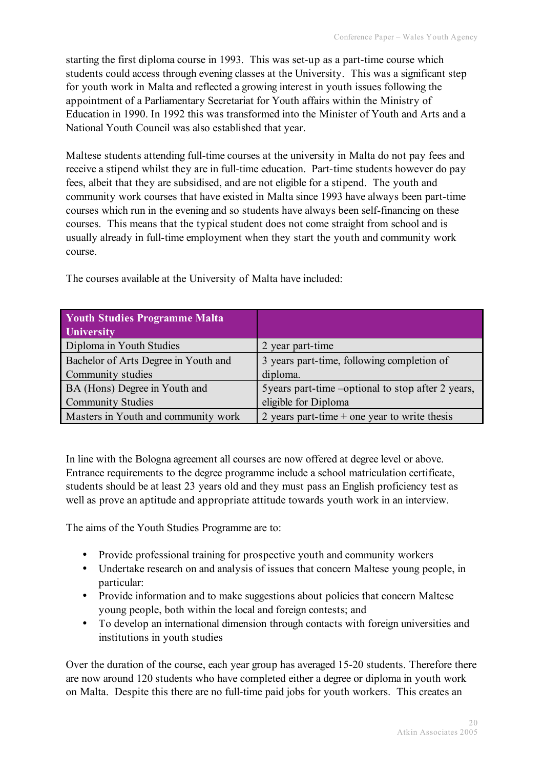starting the first diploma course in 1993. This was set-up as a part-time course which students could access through evening classes at the University. This was a significant step for youth work in Malta and reflected a growing interest in youth issues following the appointment of a Parliamentary Secretariat for Youth affairs within the Ministry of Education in 1990. In 1992 this was transformed into the Minister of Youth and Arts and a National Youth Council was also established that year.

Maltese students attending full-time courses at the university in Malta do not pay fees and receive a stipend whilst they are in full-time education. Part-time students however do pay fees, albeit that they are subsidised, and are not eligible for a stipend. The youth and community work courses that have existed in Malta since 1993 have always been part-time courses which run in the evening and so students have always been self-financing on these courses. This means that the typical student does not come straight from school and is usually already in full-time employment when they start the youth and community work course.

The courses available at the University of Malta have included:

| Youth Studies Programme Malta University | |
|---|---|
| Diploma in Youth Studies | 2 year part-time |
| Bachelor of Arts Degree in Youth and Community studies | 3 years part-time, following completion of diploma. |
| BA (Hons) Degree in Youth and Community Studies | 5years part-time –optional to stop after 2 years, eligible for Diploma |
| Masters in Youth and community work | 2 years part-time + one year to write thesis |

In line with the Bologna agreement all courses are now offered at degree level or above. Entrance requirements to the degree programme include a school matriculation certificate, students should be at least 23 years old and they must pass an English proficiency test as well as prove an aptitude and appropriate attitude towards youth work in an interview.

The aims of the Youth Studies Programme are to:

- Provide professional training for prospective youth and community workers
- Undertake research on and analysis of issues that concern Maltese young people, in particular:
- Provide information and to make suggestions about policies that concern Maltese young people, both within the local and foreign contests; and
- To develop an international dimension through contacts with foreign universities and institutions in youth studies

Over the duration of the course, each year group has averaged 15-20 students. Therefore there are now around 120 students who have completed either a degree or diploma in youth work on Malta. Despite this there are no full-time paid jobs for youth workers. This creates an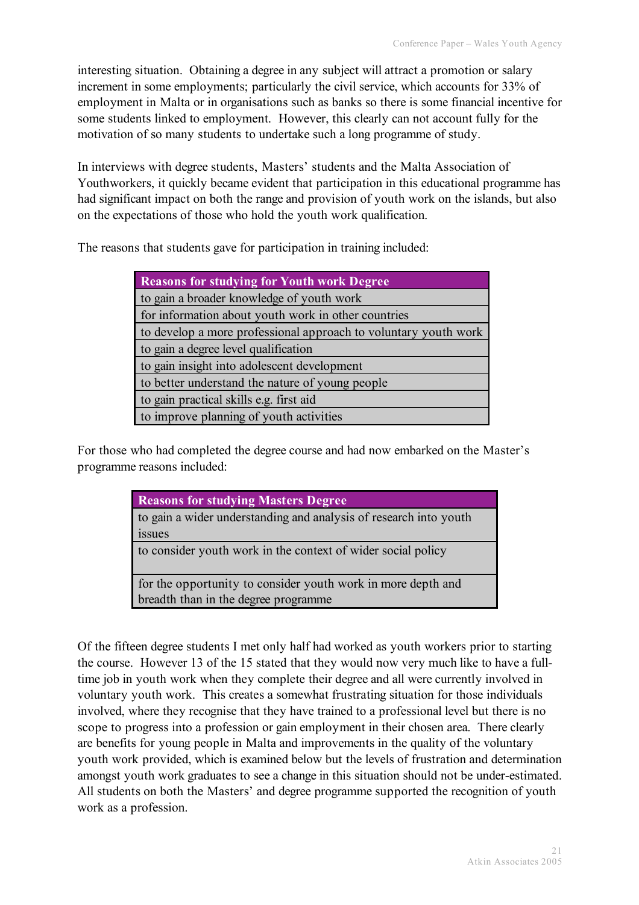interesting situation. Obtaining a degree in any subject will attract a promotion or salary increment in some employments; particularly the civil service, which accounts for 33% of employment in Malta or in organisations such as banks so there is some financial incentive for some students linked to employment. However, this clearly can not account fully for the motivation of so many students to undertake such a long programme of study.

In interviews with degree students, Masters' students and the Malta Association of Youthworkers, it quickly became evident that participation in this educational programme has had significant impact on both the range and provision of youth work on the islands, but also on the expectations of those who hold the youth work qualification.

The reasons that students gave for participation in training included:

| Reasons for studying for Youth work Degree |
|---|
| to gain a broader knowledge of youth work |
| for information about youth work in other countries |
| to develop a more professional approach to voluntary youth work |
| to gain a degree level qualification |
| to gain insight into adolescent development |
| to better understand the nature of young people |
| to gain practical skills e.g. first aid |
| to improve planning of youth activities |

For those who had completed the degree course and had now embarked on the Master's programme reasons included:

| Reasons for studying Masters Degree |
|---|
| to gain a wider understanding and analysis of research into youth issues |
| to consider youth work in the context of wider social policy |
| for the opportunity to consider youth work in more depth and breadth than in the degree programme |

Of the fifteen degree students I met only half had worked as youth workers prior to starting the course. However 13 of the 15 stated that they would now very much like to have a full-time job in youth work when they complete their degree and all were currently involved in voluntary youth work. This creates a somewhat frustrating situation for those individuals involved, where they recognise that they have trained to a professional level but there is no scope to progress into a profession or gain employment in their chosen area. There clearly are benefits for young people in Malta and improvements in the quality of the voluntary youth work provided, which is examined below but the levels of frustration and determination amongst youth work graduates to see a change in this situation should not be under-estimated. All students on both the Masters' and degree programme supported the recognition of youth work as a profession.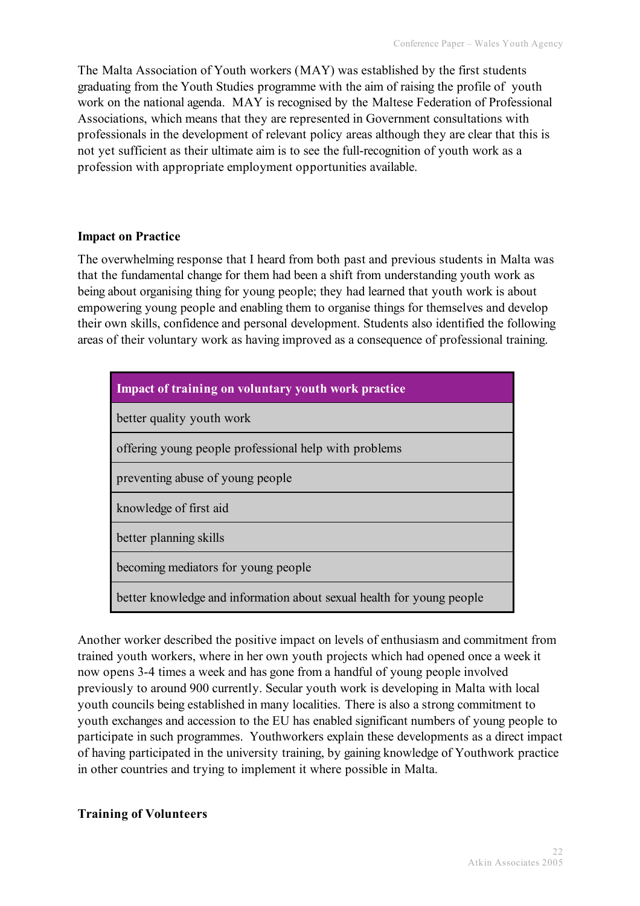The Malta Association of Youth workers (MAY) was established by the first students graduating from the Youth Studies programme with the aim of raising the profile of youth work on the national agenda. MAY is recognised by the Maltese Federation of Professional Associations, which means that they are represented in Government consultations with professionals in the development of relevant policy areas although they are clear that this is not yet sufficient as their ultimate aim is to see the full-recognition of youth work as a profession with appropriate employment opportunities available.

**Impact on Practice**

The overwhelming response that I heard from both past and previous students in Malta was that the fundamental change for them had been a shift from understanding youth work as being about organising thing for young people; they had learned that youth work is about empowering young people and enabling them to organise things for themselves and develop their own skills, confidence and personal development. Students also identified the following areas of their voluntary work as having improved as a consequence of professional training.

| Impact of training on voluntary youth work practice |
|---|
| better quality youth work |
| offering young people professional help with problems |
| preventing abuse of young people |
| knowledge of first aid |
| better planning skills |
| becoming mediators for young people |
| better knowledge and information about sexual health for young people |

Another worker described the positive impact on levels of enthusiasm and commitment from trained youth workers, where in her own youth projects which had opened once a week it now opens 3-4 times a week and has gone from a handful of young people involved previously to around 900 currently. Secular youth work is developing in Malta with local youth councils being established in many localities. There is also a strong commitment to youth exchanges and accession to the EU has enabled significant numbers of young people to participate in such programmes. Youthworkers explain these developments as a direct impact of having participated in the university training, by gaining knowledge of Youthwork practice in other countries and trying to implement it where possible in Malta.

**Training of Volunteers**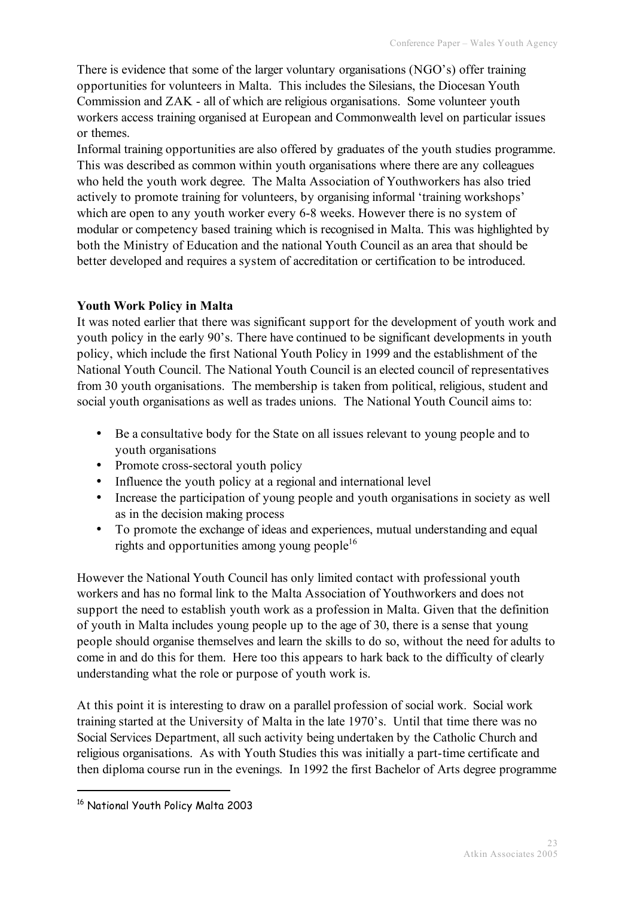There is evidence that some of the larger voluntary organisations (NGO's) offer training opportunities for volunteers in Malta. This includes the Silesians, the Diocesan Youth Commission and ZAK - all of which are religious organisations. Some volunteer youth workers access training organised at European and Commonwealth level on particular issues or themes.

Informal training opportunities are also offered by graduates of the youth studies programme. This was described as common within youth organisations where there are any colleagues who held the youth work degree. The Malta Association of Youthworkers has also tried actively to promote training for volunteers, by organising informal 'training workshops' which are open to any youth worker every 6-8 weeks. However there is no system of modular or competency based training which is recognised in Malta. This was highlighted by both the Ministry of Education and the national Youth Council as an area that should be better developed and requires a system of accreditation or certification to be introduced.

**Youth Work Policy in Malta**

It was noted earlier that there was significant support for the development of youth work and youth policy in the early 90's. There have continued to be significant developments in youth policy, which include the first National Youth Policy in 1999 and the establishment of the National Youth Council. The National Youth Council is an elected council of representatives from 30 youth organisations. The membership is taken from political, religious, student and social youth organisations as well as trades unions. The National Youth Council aims to:

- Be a consultative body for the State on all issues relevant to young people and to youth organisations
- Promote cross-sectoral youth policy
- Influence the youth policy at a regional and international level
- Increase the participation of young people and youth organisations in society as well as in the decision making process
- To promote the exchange of ideas and experiences, mutual understanding and equal rights and opportunities among young people[16]

However the National Youth Council has only limited contact with professional youth workers and has no formal link to the Malta Association of Youthworkers and does not support the need to establish youth work as a profession in Malta. Given that the definition of youth in Malta includes young people up to the age of 30, there is a sense that young people should organise themselves and learn the skills to do so, without the need for adults to come in and do this for them. Here too this appears to hark back to the difficulty of clearly understanding what the role or purpose of youth work is.

At this point it is interesting to draw on a parallel profession of social work. Social work training started at the University of Malta in the late 1970's. Until that time there was no Social Services Department, all such activity being undertaken by the Catholic Church and religious organisations. As with Youth Studies this was initially a part-time certificate and then diploma course run in the evenings. In 1992 the first Bachelor of Arts degree programme

[16] National Youth Policy Malta 2003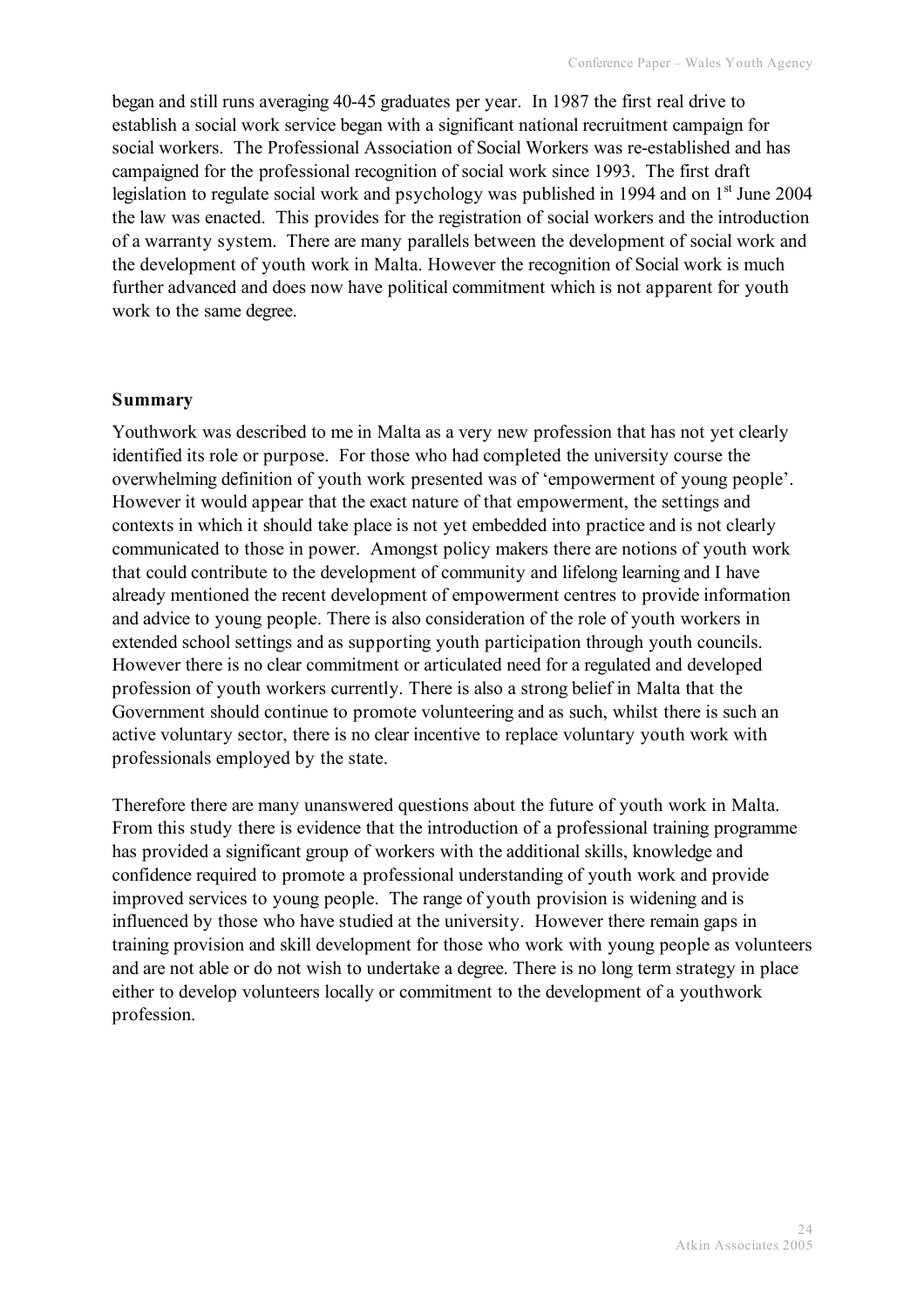began and still runs averaging 40-45 graduates per year. In 1987 the first real drive to establish a social work service began with a significant national recruitment campaign for social workers. The Professional Association of Social Workers was re-established and has campaigned for the professional recognition of social work since 1993. The first draft legislation to regulate social work and psychology was published in 1994 and on 1st June 2004 the law was enacted. This provides for the registration of social workers and the introduction of a warranty system. There are many parallels between the development of social work and the development of youth work in Malta. However the recognition of Social work is much further advanced and does now have political commitment which is not apparent for youth work to the same degree.

## Summary

Youthwork was described to me in Malta as a very new profession that has not yet clearly identified its role or purpose. For those who had completed the university course the overwhelming definition of youth work presented was of 'empowerment of young people'. However it would appear that the exact nature of that empowerment, the settings and contexts in which it should take place is not yet embedded into practice and is not clearly communicated to those in power. Amongst policy makers there are notions of youth work that could contribute to the development of community and lifelong learning and I have already mentioned the recent development of empowerment centres to provide information and advice to young people. There is also consideration of the role of youth workers in extended school settings and as supporting youth participation through youth councils. However there is no clear commitment or articulated need for a regulated and developed profession of youth workers currently. There is also a strong belief in Malta that the Government should continue to promote volunteering and as such, whilst there is such an active voluntary sector, there is no clear incentive to replace voluntary youth work with professionals employed by the state.

Therefore there are many unanswered questions about the future of youth work in Malta. From this study there is evidence that the introduction of a professional training programme has provided a significant group of workers with the additional skills, knowledge and confidence required to promote a professional understanding of youth work and provide improved services to young people. The range of youth provision is widening and is influenced by those who have studied at the university. However there remain gaps in training provision and skill development for those who work with young people as volunteers and are not able or do not wish to undertake a degree. There is no long term strategy in place either to develop volunteers locally or commitment to the development of a youthwork profession.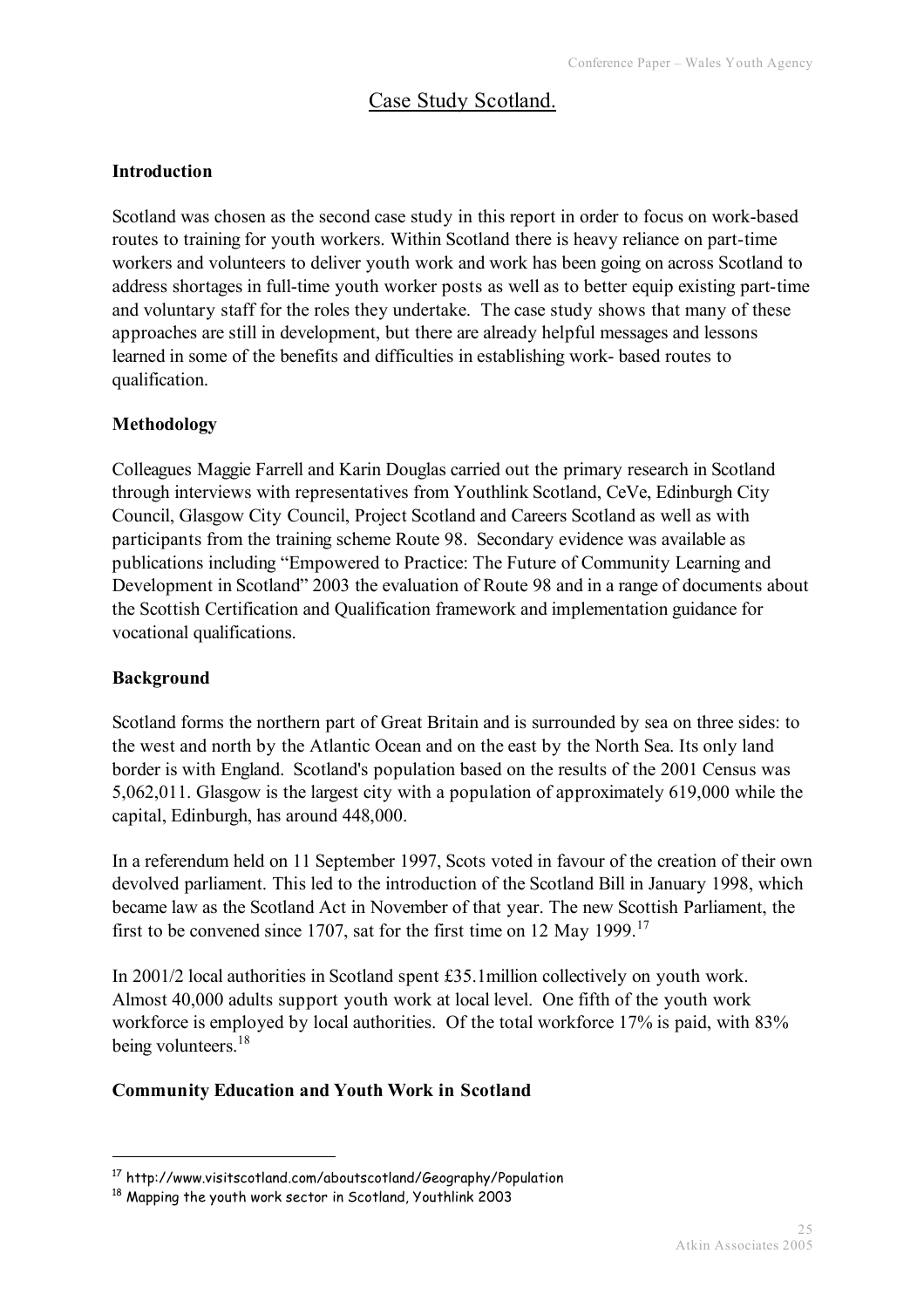# Case Study Scotland.

## Introduction

Scotland was chosen as the second case study in this report in order to focus on work-based routes to training for youth workers. Within Scotland there is heavy reliance on part-time workers and volunteers to deliver youth work and work has been going on across Scotland to address shortages in full-time youth worker posts as well as to better equip existing part-time and voluntary staff for the roles they undertake. The case study shows that many of these approaches are still in development, but there are already helpful messages and lessons learned in some of the benefits and difficulties in establishing work- based routes to qualification.

## Methodology

Colleagues Maggie Farrell and Karin Douglas carried out the primary research in Scotland through interviews with representatives from Youthlink Scotland, CeVe, Edinburgh City Council, Glasgow City Council, Project Scotland and Careers Scotland as well as with participants from the training scheme Route 98. Secondary evidence was available as publications including "Empowered to Practice: The Future of Community Learning and Development in Scotland" 2003 the evaluation of Route 98 and in a range of documents about the Scottish Certification and Qualification framework and implementation guidance for vocational qualifications.

## Background

Scotland forms the northern part of Great Britain and is surrounded by sea on three sides: to the west and north by the Atlantic Ocean and on the east by the North Sea. Its only land border is with England. Scotland's population based on the results of the 2001 Census was 5,062,011. Glasgow is the largest city with a population of approximately 619,000 while the capital, Edinburgh, has around 448,000.

In a referendum held on 11 September 1997, Scots voted in favour of the creation of their own devolved parliament. This led to the introduction of the Scotland Bill in January 1998, which became law as the Scotland Act in November of that year. The new Scottish Parliament, the first to be convened since 1707, sat for the first time on 12 May 1999.[17]

In 2001/2 local authorities in Scotland spent £35.1million collectively on youth work. Almost 40,000 adults support youth work at local level. One fifth of the youth work workforce is employed by local authorities. Of the total workforce 17% is paid, with 83% being volunteers.[18]

## Community Education and Youth Work in Scotland

---

[17] http://www.visitscotland.com/aboutscotland/Geography/Population

[18] Mapping the youth work sector in Scotland, Youthlink 2003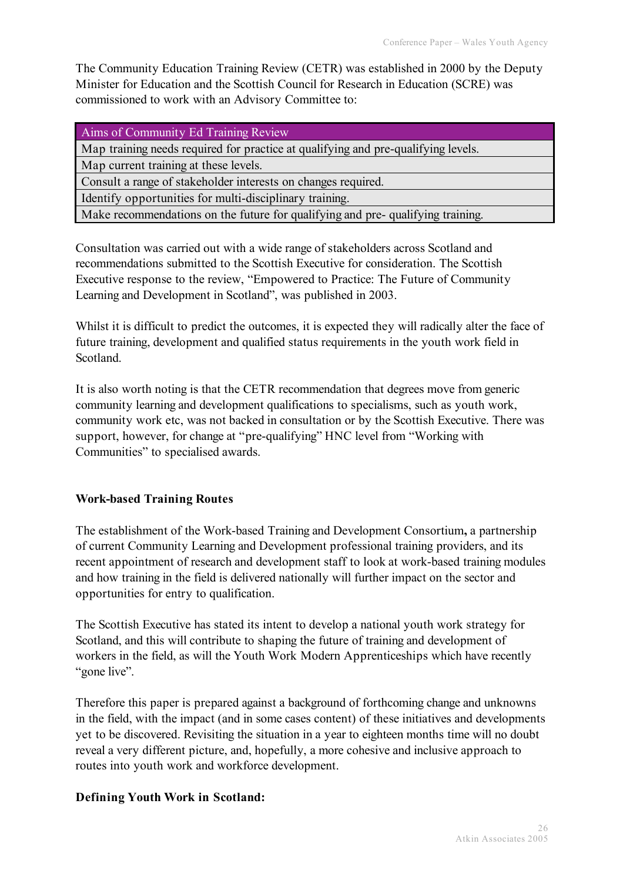The Community Education Training Review (CETR) was established in 2000 by the Deputy Minister for Education and the Scottish Council for Research in Education (SCRE) was commissioned to work with an Advisory Committee to:

| Aims of Community Ed Training Review |
| --- |
| Map training needs required for practice at qualifying and pre-qualifying levels. |
| Map current training at these levels. |
| Consult a range of stakeholder interests on changes required. |
| Identify opportunities for multi-disciplinary training. |
| Make recommendations on the future for qualifying and pre- qualifying training. |

Consultation was carried out with a wide range of stakeholders across Scotland and recommendations submitted to the Scottish Executive for consideration. The Scottish Executive response to the review, "Empowered to Practice: The Future of Community Learning and Development in Scotland", was published in 2003.

Whilst it is difficult to predict the outcomes, it is expected they will radically alter the face of future training, development and qualified status requirements in the youth work field in Scotland.

It is also worth noting is that the CETR recommendation that degrees move from generic community learning and development qualifications to specialisms, such as youth work, community work etc, was not backed in consultation or by the Scottish Executive. There was support, however, for change at "pre-qualifying" HNC level from "Working with Communities" to specialised awards.

**Work-based Training Routes**

The establishment of the Work-based Training and Development Consortium**,** a partnership of current Community Learning and Development professional training providers, and its recent appointment of research and development staff to look at work-based training modules and how training in the field is delivered nationally will further impact on the sector and opportunities for entry to qualification.

The Scottish Executive has stated its intent to develop a national youth work strategy for Scotland, and this will contribute to shaping the future of training and development of workers in the field, as will the Youth Work Modern Apprenticeships which have recently "gone live".

Therefore this paper is prepared against a background of forthcoming change and unknowns in the field, with the impact (and in some cases content) of these initiatives and developments yet to be discovered. Revisiting the situation in a year to eighteen months time will no doubt reveal a very different picture, and, hopefully, a more cohesive and inclusive approach to routes into youth work and workforce development.

**Defining Youth Work in Scotland:**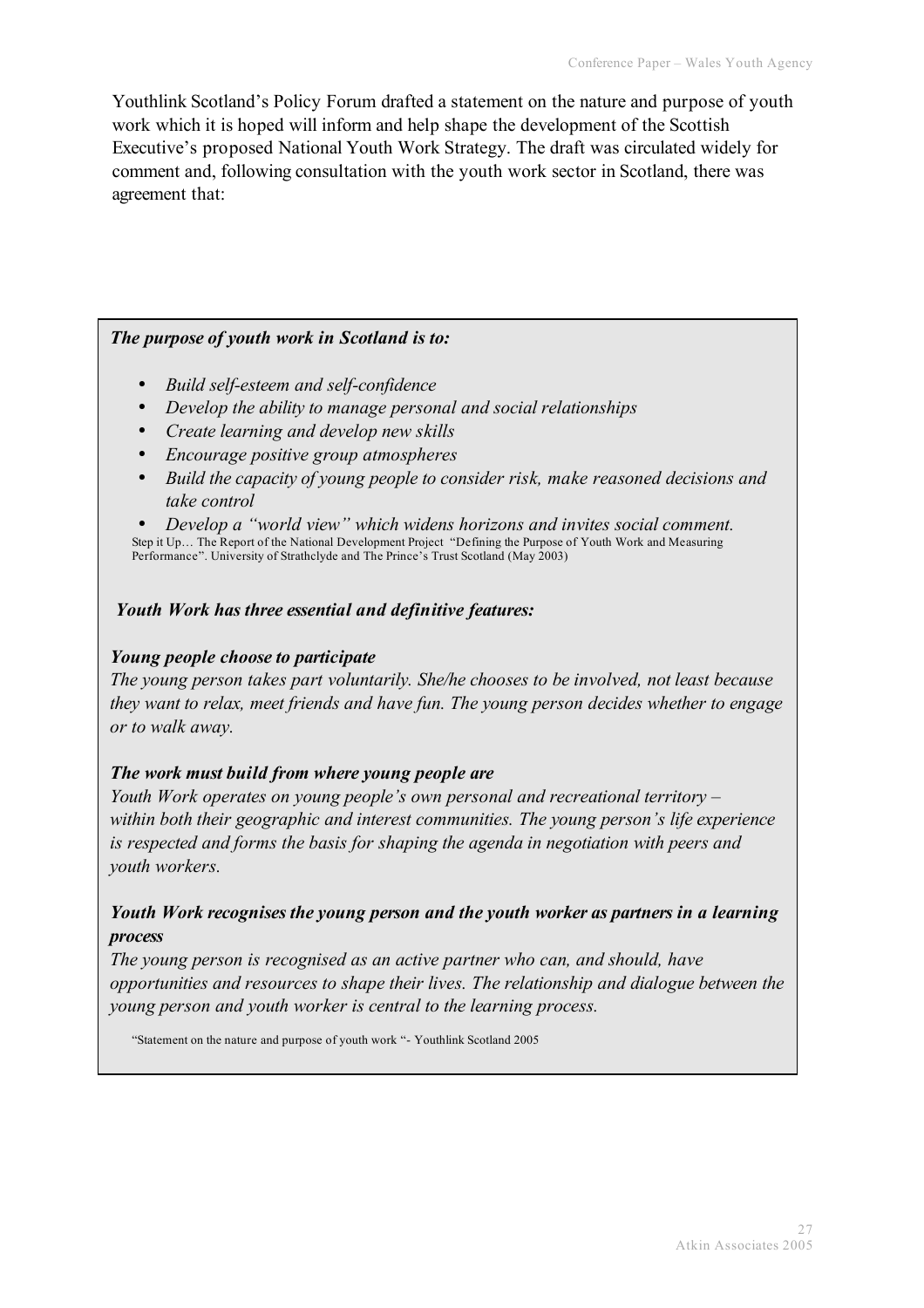Youthlink Scotland's Policy Forum drafted a statement on the nature and purpose of youth work which it is hoped will inform and help shape the development of the Scottish Executive's proposed National Youth Work Strategy. The draft was circulated widely for comment and, following consultation with the youth work sector in Scotland, there was agreement that:

***The purpose of youth work in Scotland is to:***

- *Build self-esteem and self-confidence*
- *Develop the ability to manage personal and social relationships*
- *Create learning and develop new skills*
- *Encourage positive group atmospheres*
- *Build the capacity of young people to consider risk, make reasoned decisions and take control*
- *Develop a "world view" which widens horizons and invites social comment.*

Step it Up… The Report of the National Development Project "Defining the Purpose of Youth Work and Measuring Performance". University of Strathclyde and The Prince's Trust Scotland (May 2003)

***Youth Work has three essential and definitive features:***

***Young people choose to participate***

*The young person takes part voluntarily. She/he chooses to be involved, not least because they want to relax, meet friends and have fun. The young person decides whether to engage or to walk away.*

***The work must build from where young people are***

*Youth Work operates on young people's own personal and recreational territory – within both their geographic and interest communities. The young person's life experience is respected and forms the basis for shaping the agenda in negotiation with peers and youth workers.*

***Youth Work recognises the young person and the youth worker as partners in a learning process***

*The young person is recognised as an active partner who can, and should, have opportunities and resources to shape their lives. The relationship and dialogue between the young person and youth worker is central to the learning process.*

"Statement on the nature and purpose of youth work "- Youthlink Scotland 2005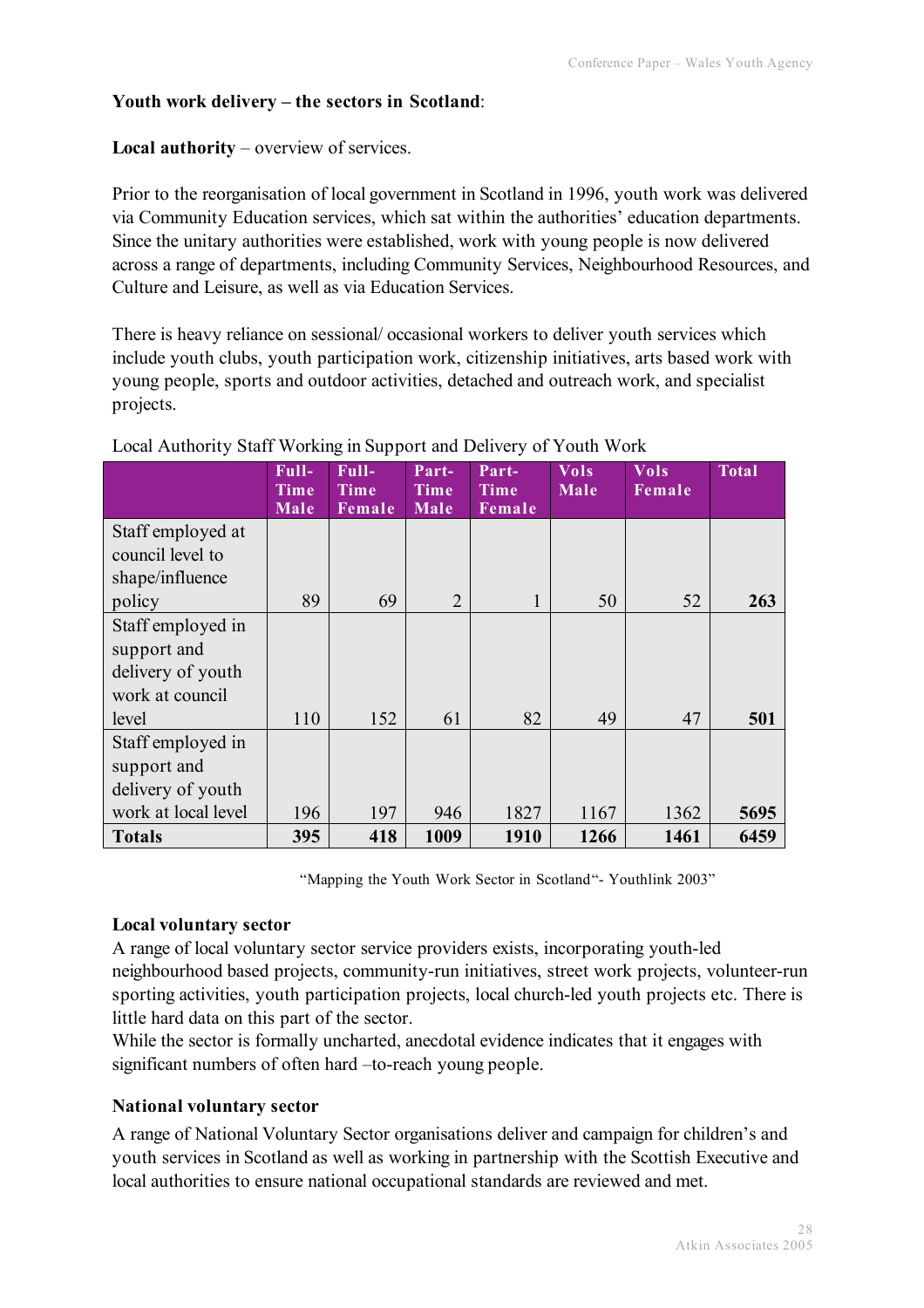**Youth work delivery – the sectors in Scotland**:

**Local authority** – overview of services.

Prior to the reorganisation of local government in Scotland in 1996, youth work was delivered via Community Education services, which sat within the authorities' education departments. Since the unitary authorities were established, work with young people is now delivered across a range of departments, including Community Services, Neighbourhood Resources, and Culture and Leisure, as well as via Education Services.

There is heavy reliance on sessional/ occasional workers to deliver youth services which include youth clubs, youth participation work, citizenship initiatives, arts based work with young people, sports and outdoor activities, detached and outreach work, and specialist projects.

Local Authority Staff Working in Support and Delivery of Youth Work

| | Full-Time Male | Full-Time Female | Part-Time Male | Part-Time Female | Vols Male | Vols Female | Total |
|---|---|---|---|---|---|---|---|
| Staff employed at council level to shape/influence policy | 89 | 69 | 2 | 1 | 50 | 52 | **263** |
| Staff employed in support and delivery of youth work at council level | 110 | 152 | 61 | 82 | 49 | 47 | **501** |
| Staff employed in support and delivery of youth work at local level | 196 | 197 | 946 | 1827 | 1167 | 1362 | **5695** |
| **Totals** | **395** | **418** | **1009** | **1910** | **1266** | **1461** | **6459** |

"Mapping the Youth Work Sector in Scotland"- Youthlink 2003"

**Local voluntary sector**

A range of local voluntary sector service providers exists, incorporating youth-led neighbourhood based projects, community-run initiatives, street work projects, volunteer-run sporting activities, youth participation projects, local church-led youth projects etc. There is little hard data on this part of the sector.

While the sector is formally uncharted, anecdotal evidence indicates that it engages with significant numbers of often hard –to-reach young people.

**National voluntary sector**

A range of National Voluntary Sector organisations deliver and campaign for children's and youth services in Scotland as well as working in partnership with the Scottish Executive and local authorities to ensure national occupational standards are reviewed and met.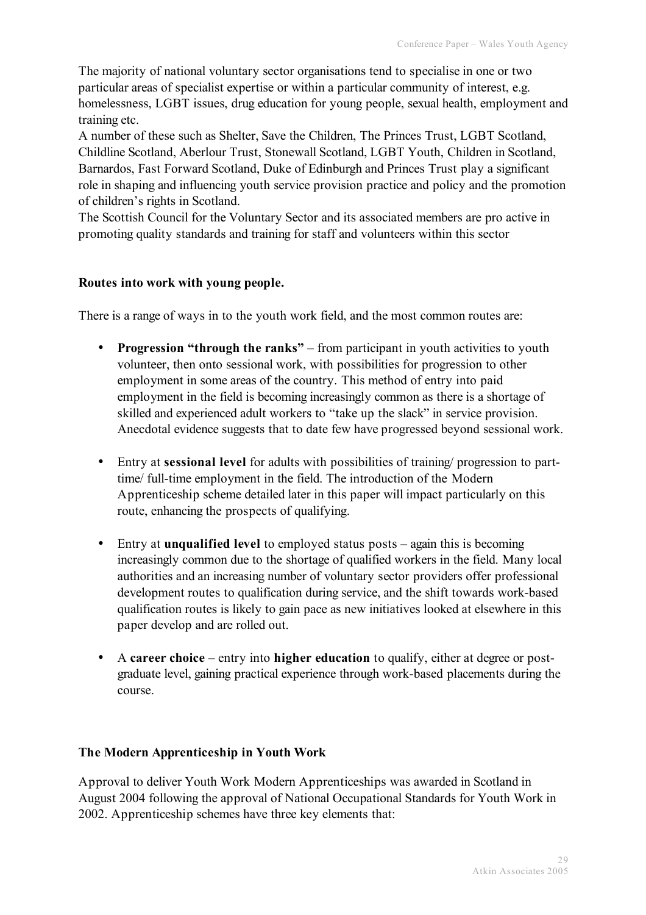The majority of national voluntary sector organisations tend to specialise in one or two particular areas of specialist expertise or within a particular community of interest, e.g. homelessness, LGBT issues, drug education for young people, sexual health, employment and training etc.

A number of these such as Shelter, Save the Children, The Princes Trust, LGBT Scotland, Childline Scotland, Aberlour Trust, Stonewall Scotland, LGBT Youth, Children in Scotland, Barnardos, Fast Forward Scotland, Duke of Edinburgh and Princes Trust play a significant role in shaping and influencing youth service provision practice and policy and the promotion of children's rights in Scotland.

The Scottish Council for the Voluntary Sector and its associated members are pro active in promoting quality standards and training for staff and volunteers within this sector

**Routes into work with young people.**

There is a range of ways in to the youth work field, and the most common routes are:

- **Progression "through the ranks"** – from participant in youth activities to youth volunteer, then onto sessional work, with possibilities for progression to other employment in some areas of the country. This method of entry into paid employment in the field is becoming increasingly common as there is a shortage of skilled and experienced adult workers to "take up the slack" in service provision. Anecdotal evidence suggests that to date few have progressed beyond sessional work.

- Entry at **sessional level** for adults with possibilities of training/ progression to part-time/ full-time employment in the field. The introduction of the Modern Apprenticeship scheme detailed later in this paper will impact particularly on this route, enhancing the prospects of qualifying.

- Entry at **unqualified level** to employed status posts – again this is becoming increasingly common due to the shortage of qualified workers in the field. Many local authorities and an increasing number of voluntary sector providers offer professional development routes to qualification during service, and the shift towards work-based qualification routes is likely to gain pace as new initiatives looked at elsewhere in this paper develop and are rolled out.

- A **career choice** – entry into **higher education** to qualify, either at degree or post-graduate level, gaining practical experience through work-based placements during the course.

**The Modern Apprenticeship in Youth Work**

Approval to deliver Youth Work Modern Apprenticeships was awarded in Scotland in August 2004 following the approval of National Occupational Standards for Youth Work in 2002. Apprenticeship schemes have three key elements that: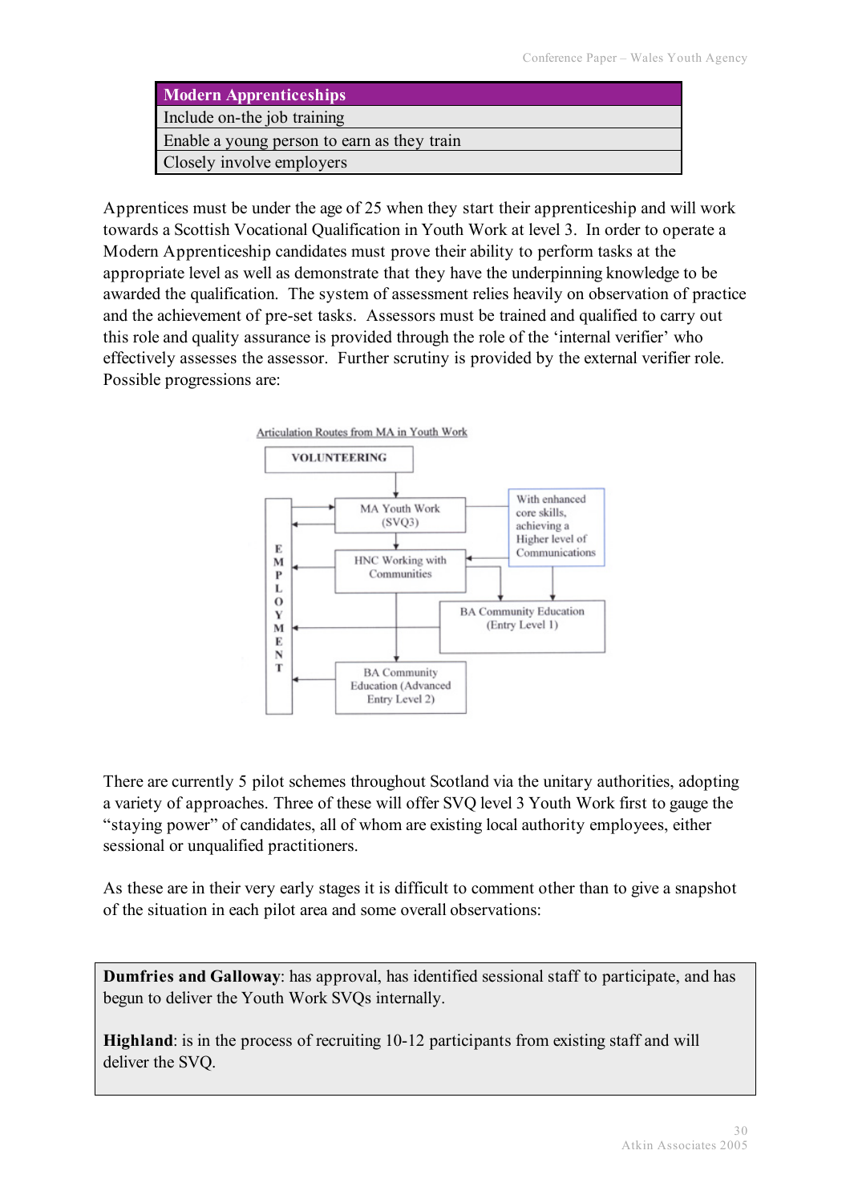| Modern Apprenticeships |
| --- |
| Include on-the job training |
| Enable a young person to earn as they train |
| Closely involve employers |

Apprentices must be under the age of 25 when they start their apprenticeship and will work towards a Scottish Vocational Qualification in Youth Work at level 3. In order to operate a Modern Apprenticeship candidates must prove their ability to perform tasks at the appropriate level as well as demonstrate that they have the underpinning knowledge to be awarded the qualification. The system of assessment relies heavily on observation of practice and the achievement of pre-set tasks. Assessors must be trained and qualified to carry out this role and quality assurance is provided through the role of the 'internal verifier' who effectively assesses the assessor. Further scrutiny is provided by the external verifier role. Possible progressions are:

Articulation Routes from MA in Youth Work

VOLUNTEERING

MA Youth Work (SVQ3)

HNC Working with Communities

BA Community Education (Entry Level 1)

BA Community Education (Advanced Entry Level 2)

With enhanced core skills, achieving a Higher level of Communications

EMPLOYMENT

There are currently 5 pilot schemes throughout Scotland via the unitary authorities, adopting a variety of approaches. Three of these will offer SVQ level 3 Youth Work first to gauge the "staying power" of candidates, all of whom are existing local authority employees, either sessional or unqualified practitioners.

As these are in their very early stages it is difficult to comment other than to give a snapshot of the situation in each pilot area and some overall observations:

**Dumfries and Galloway**: has approval, has identified sessional staff to participate, and has begun to deliver the Youth Work SVQs internally.

**Highland**: is in the process of recruiting 10-12 participants from existing staff and will deliver the SVQ.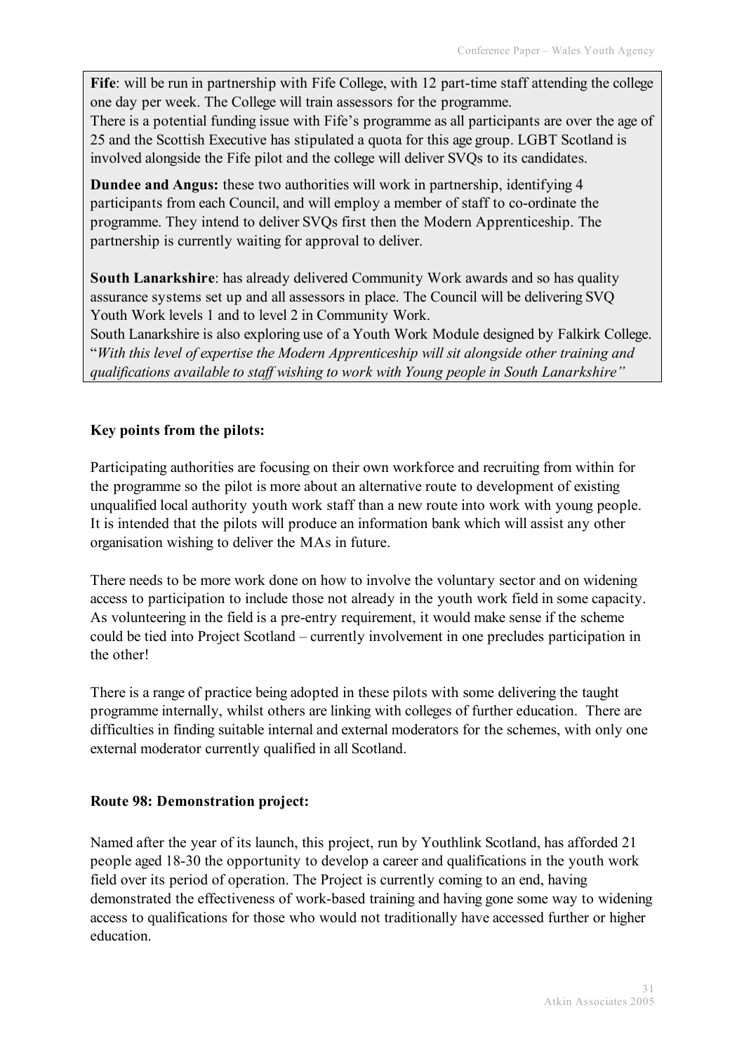**Fife**: will be run in partnership with Fife College, with 12 part-time staff attending the college one day per week. The College will train assessors for the programme.
There is a potential funding issue with Fife's programme as all participants are over the age of 25 and the Scottish Executive has stipulated a quota for this age group. LGBT Scotland is involved alongside the Fife pilot and the college will deliver SVQs to its candidates.

**Dundee and Angus:** these two authorities will work in partnership, identifying 4 participants from each Council, and will employ a member of staff to co-ordinate the programme. They intend to deliver SVQs first then the Modern Apprenticeship. The partnership is currently waiting for approval to deliver.

**South Lanarkshire**: has already delivered Community Work awards and so has quality assurance systems set up and all assessors in place. The Council will be delivering SVQ Youth Work levels 1 and to level 2 in Community Work.
South Lanarkshire is also exploring use of a Youth Work Module designed by Falkirk College. "*With this level of expertise the Modern Apprenticeship will sit alongside other training and qualifications available to staff wishing to work with Young people in South Lanarkshire"*

**Key points from the pilots:**

Participating authorities are focusing on their own workforce and recruiting from within for the programme so the pilot is more about an alternative route to development of existing unqualified local authority youth work staff than a new route into work with young people. It is intended that the pilots will produce an information bank which will assist any other organisation wishing to deliver the MAs in future.

There needs to be more work done on how to involve the voluntary sector and on widening access to participation to include those not already in the youth work field in some capacity. As volunteering in the field is a pre-entry requirement, it would make sense if the scheme could be tied into Project Scotland – currently involvement in one precludes participation in the other!

There is a range of practice being adopted in these pilots with some delivering the taught programme internally, whilst others are linking with colleges of further education. There are difficulties in finding suitable internal and external moderators for the schemes, with only one external moderator currently qualified in all Scotland.

**Route 98: Demonstration project:**

Named after the year of its launch, this project, run by Youthlink Scotland, has afforded 21 people aged 18-30 the opportunity to develop a career and qualifications in the youth work field over its period of operation. The Project is currently coming to an end, having demonstrated the effectiveness of work-based training and having gone some way to widening access to qualifications for those who would not traditionally have accessed further or higher education.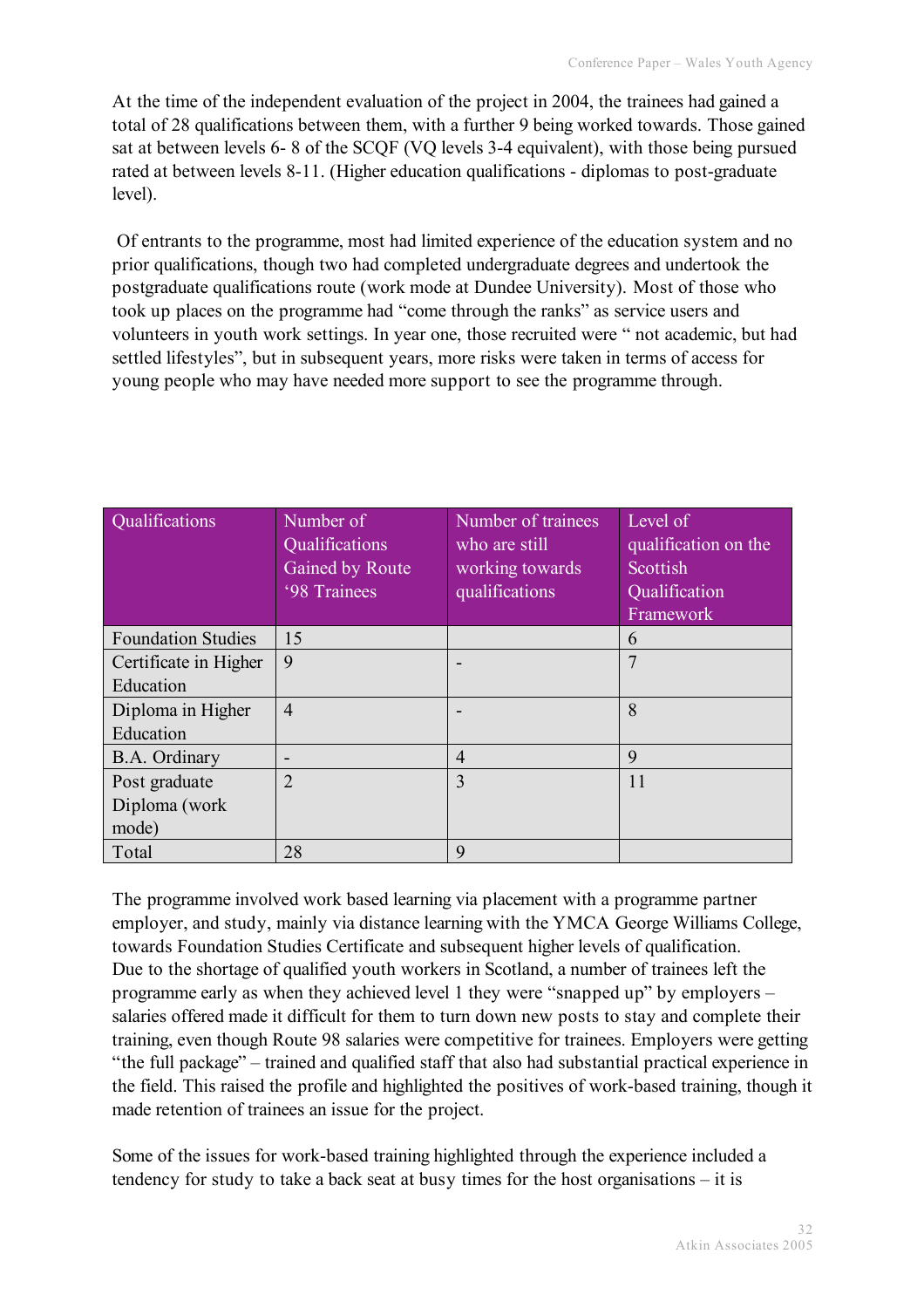At the time of the independent evaluation of the project in 2004, the trainees had gained a total of 28 qualifications between them, with a further 9 being worked towards. Those gained sat at between levels 6- 8 of the SCQF (VQ levels 3-4 equivalent), with those being pursued rated at between levels 8-11. (Higher education qualifications - diplomas to post-graduate level).

Of entrants to the programme, most had limited experience of the education system and no prior qualifications, though two had completed undergraduate degrees and undertook the postgraduate qualifications route (work mode at Dundee University). Most of those who took up places on the programme had "come through the ranks" as service users and volunteers in youth work settings. In year one, those recruited were " not academic, but had settled lifestyles", but in subsequent years, more risks were taken in terms of access for young people who may have needed more support to see the programme through.

| Qualifications | Number of Qualifications Gained by Route '98 Trainees | Number of trainees who are still working towards qualifications | Level of qualification on the Scottish Qualification Framework |
|---|---|---|---|
| Foundation Studies | 15 | | 6 |
| Certificate in Higher Education | 9 | - | 7 |
| Diploma in Higher Education | 4 | - | 8 |
| B.A. Ordinary | - | 4 | 9 |
| Post graduate Diploma (work mode) | 2 | 3 | 11 |
| Total | 28 | 9 | |

The programme involved work based learning via placement with a programme partner employer, and study, mainly via distance learning with the YMCA George Williams College, towards Foundation Studies Certificate and subsequent higher levels of qualification.
Due to the shortage of qualified youth workers in Scotland, a number of trainees left the programme early as when they achieved level 1 they were "snapped up" by employers – salaries offered made it difficult for them to turn down new posts to stay and complete their training, even though Route 98 salaries were competitive for trainees. Employers were getting "the full package" – trained and qualified staff that also had substantial practical experience in the field. This raised the profile and highlighted the positives of work-based training, though it made retention of trainees an issue for the project.

Some of the issues for work-based training highlighted through the experience included a tendency for study to take a back seat at busy times for the host organisations – it is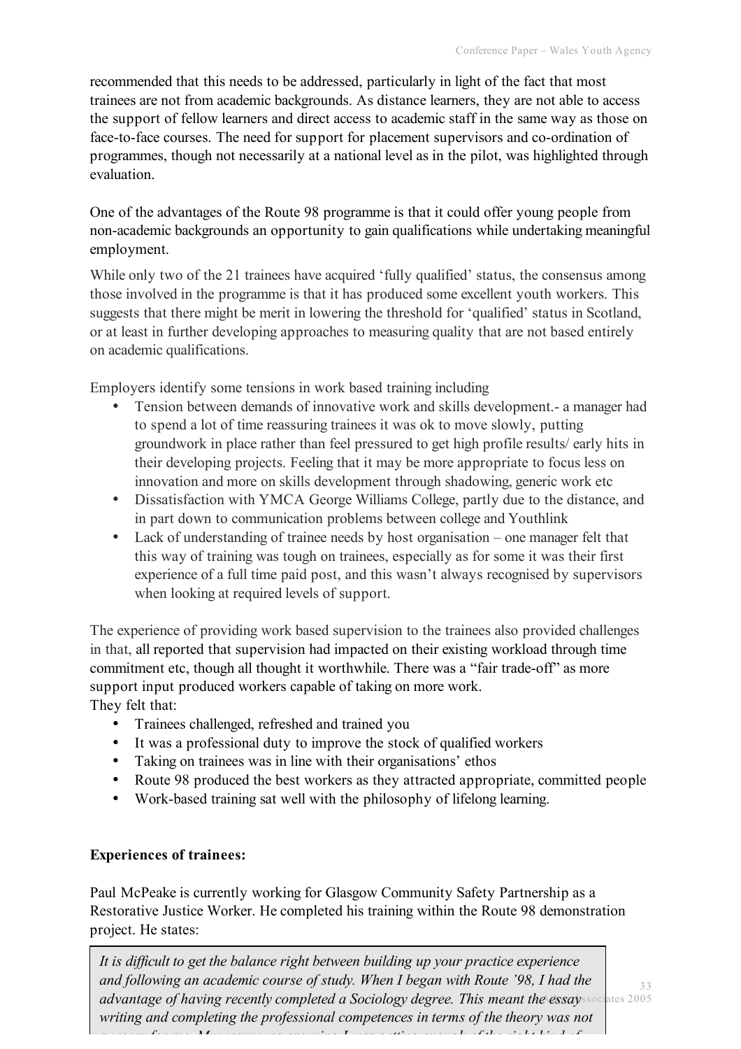recommended that this needs to be addressed, particularly in light of the fact that most trainees are not from academic backgrounds. As distance learners, they are not able to access the support of fellow learners and direct access to academic staff in the same way as those on face-to-face courses. The need for support for placement supervisors and co-ordination of programmes, though not necessarily at a national level as in the pilot, was highlighted through evaluation.

One of the advantages of the Route 98 programme is that it could offer young people from non-academic backgrounds an opportunity to gain qualifications while undertaking meaningful employment.

While only two of the 21 trainees have acquired 'fully qualified' status, the consensus among those involved in the programme is that it has produced some excellent youth workers. This suggests that there might be merit in lowering the threshold for 'qualified' status in Scotland, or at least in further developing approaches to measuring quality that are not based entirely on academic qualifications.

Employers identify some tensions in work based training including

- Tension between demands of innovative work and skills development.- a manager had to spend a lot of time reassuring trainees it was ok to move slowly, putting groundwork in place rather than feel pressured to get high profile results/ early hits in their developing projects. Feeling that it may be more appropriate to focus less on innovation and more on skills development through shadowing, generic work etc
- Dissatisfaction with YMCA George Williams College, partly due to the distance, and in part down to communication problems between college and Youthlink
- Lack of understanding of trainee needs by host organisation – one manager felt that this way of training was tough on trainees, especially as for some it was their first experience of a full time paid post, and this wasn't always recognised by supervisors when looking at required levels of support.

The experience of providing work based supervision to the trainees also provided challenges in that, all reported that supervision had impacted on their existing workload through time commitment etc, though all thought it worthwhile. There was a "fair trade-off" as more support input produced workers capable of taking on more work.
They felt that:

- Trainees challenged, refreshed and trained you
- It was a professional duty to improve the stock of qualified workers
- Taking on trainees was in line with their organisations' ethos
- Route 98 produced the best workers as they attracted appropriate, committed people
- Work-based training sat well with the philosophy of lifelong learning.

**Experiences of trainees:**

Paul McPeake is currently working for Glasgow Community Safety Partnership as a Restorative Justice Worker. He completed his training within the Route 98 demonstration project. He states:

> *It is difficult to get the balance right between building up your practice experience and following an academic course of study. When I began with Route '98, I had the advantage of having recently completed a Sociology degree. This meant the essay writing and completing the professional competences in terms of the theory was not*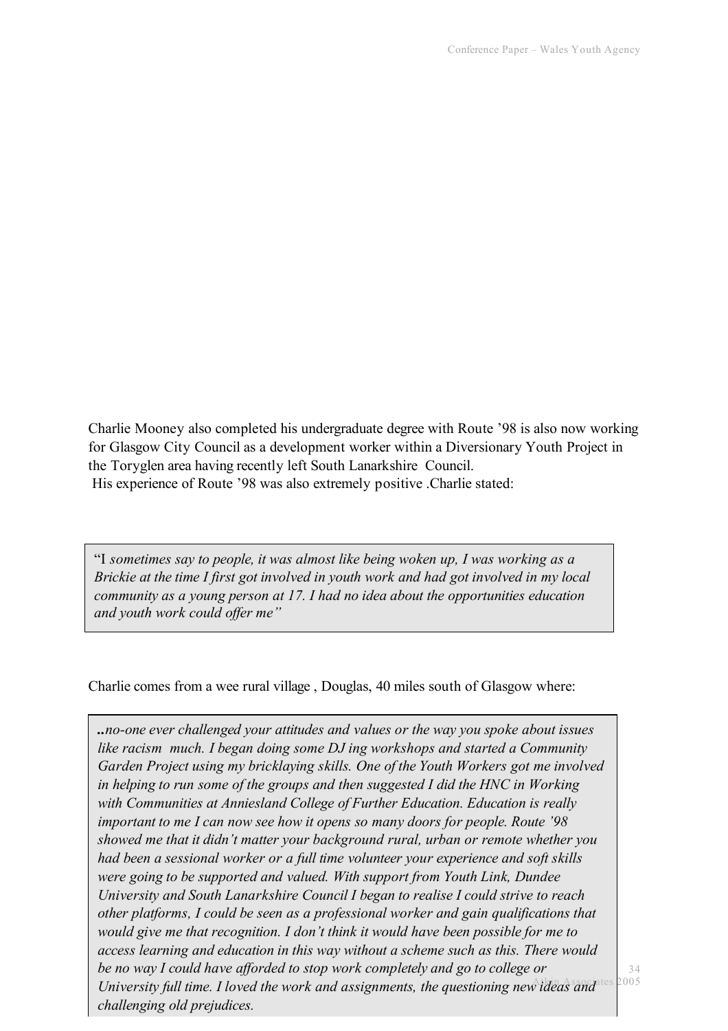Charlie Mooney also completed his undergraduate degree with Route '98 is also now working for Glasgow City Council as a development worker within a Diversionary Youth Project in the Toryglen area having recently left South Lanarkshire Council.
His experience of Route '98 was also extremely positive .Charlie stated:

> "I *sometimes say to people, it was almost like being woken up, I was working as a Brickie at the time I first got involved in youth work and had got involved in my local community as a young person at 17. I had no idea about the opportunities education and youth work could offer me"*

Charlie comes from a wee rural village , Douglas, 40 miles south of Glasgow where:

> *..no-one ever challenged your attitudes and values or the way you spoke about issues like racism much. I began doing some DJ ing workshops and started a Community Garden Project using my bricklaying skills. One of the Youth Workers got me involved in helping to run some of the groups and then suggested I did the HNC in Working with Communities at Anniesland College of Further Education. Education is really important to me I can now see how it opens so many doors for people. Route '98 showed me that it didn't matter your background rural, urban or remote whether you had been a sessional worker or a full time volunteer your experience and soft skills were going to be supported and valued. With support from Youth Link, Dundee University and South Lanarkshire Council I began to realise I could strive to reach other platforms, I could be seen as a professional worker and gain qualifications that would give me that recognition. I don't think it would have been possible for me to access learning and education in this way without a scheme such as this. There would be no way I could have afforded to stop work completely and go to college or University full time. I loved the work and assignments, the questioning new ideas and challenging old prejudices.*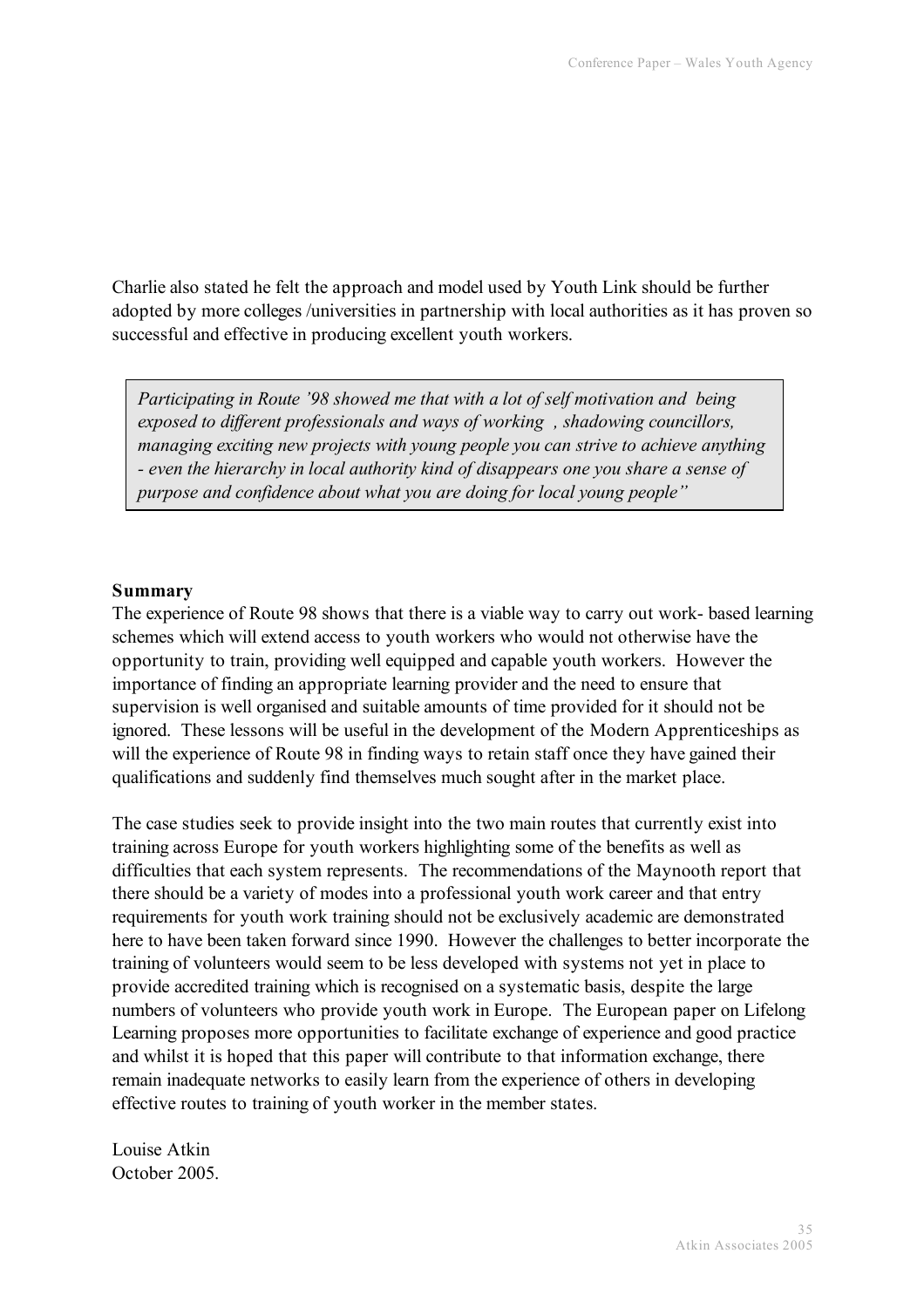Charlie also stated he felt the approach and model used by Youth Link should be further adopted by more colleges /universities in partnership with local authorities as it has proven so successful and effective in producing excellent youth workers.

> *Participating in Route '98 showed me that with a lot of self motivation and being exposed to different professionals and ways of working , shadowing councillors, managing exciting new projects with young people you can strive to achieve anything - even the hierarchy in local authority kind of disappears one you share a sense of purpose and confidence about what you are doing for local young people"*

**Summary**

The experience of Route 98 shows that there is a viable way to carry out work- based learning schemes which will extend access to youth workers who would not otherwise have the opportunity to train, providing well equipped and capable youth workers. However the importance of finding an appropriate learning provider and the need to ensure that supervision is well organised and suitable amounts of time provided for it should not be ignored. These lessons will be useful in the development of the Modern Apprenticeships as will the experience of Route 98 in finding ways to retain staff once they have gained their qualifications and suddenly find themselves much sought after in the market place.

The case studies seek to provide insight into the two main routes that currently exist into training across Europe for youth workers highlighting some of the benefits as well as difficulties that each system represents. The recommendations of the Maynooth report that there should be a variety of modes into a professional youth work career and that entry requirements for youth work training should not be exclusively academic are demonstrated here to have been taken forward since 1990. However the challenges to better incorporate the training of volunteers would seem to be less developed with systems not yet in place to provide accredited training which is recognised on a systematic basis, despite the large numbers of volunteers who provide youth work in Europe. The European paper on Lifelong Learning proposes more opportunities to facilitate exchange of experience and good practice and whilst it is hoped that this paper will contribute to that information exchange, there remain inadequate networks to easily learn from the experience of others in developing effective routes to training of youth worker in the member states.

Louise Atkin
October 2005.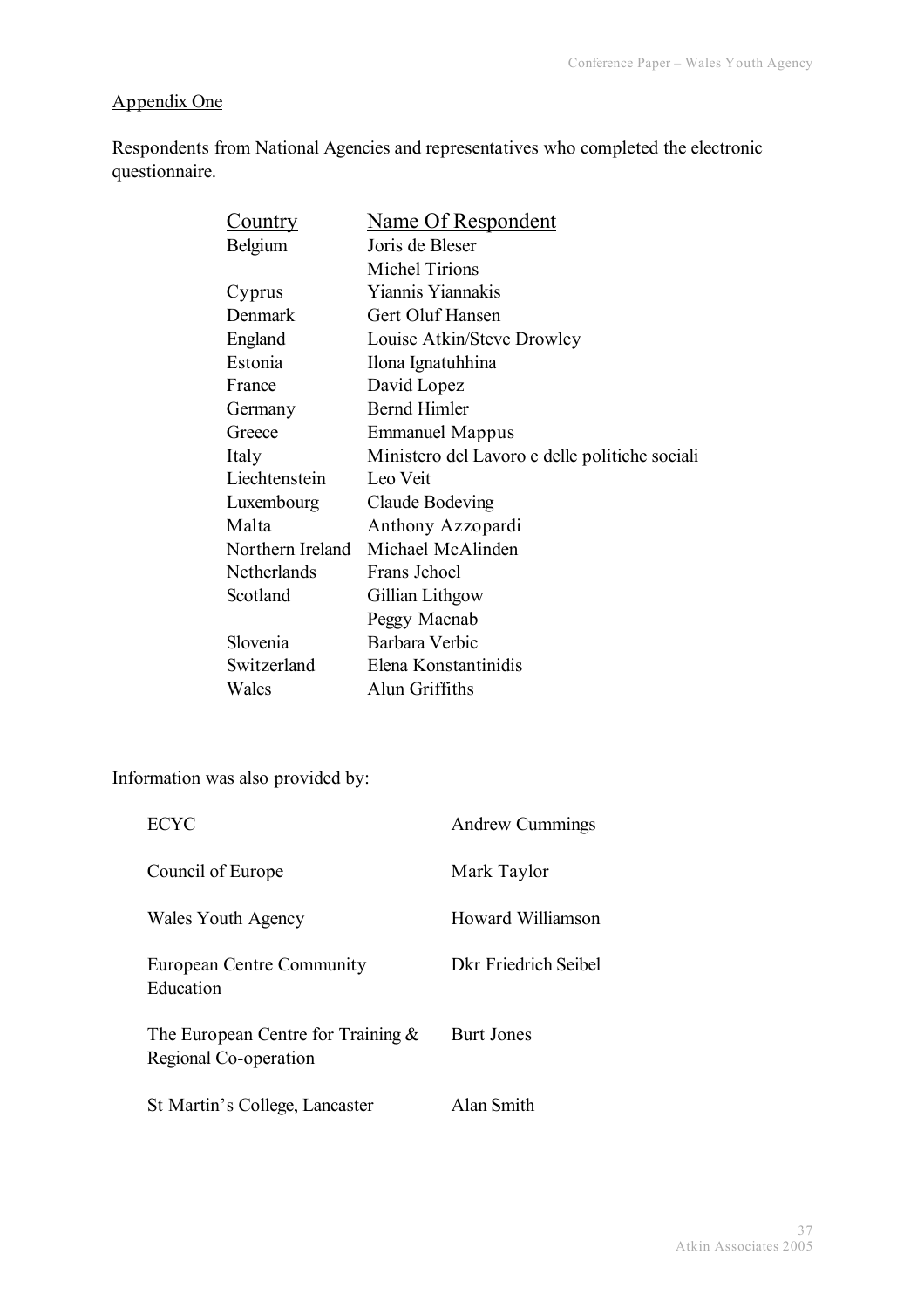Appendix One

Respondents from National Agencies and representatives who completed the electronic questionnaire.

| Country | Name Of Respondent |
|---|---|
| Belgium | Joris de Bleser |
| | Michel Tirions |
| Cyprus | Yiannis Yiannakis |
| Denmark | Gert Oluf Hansen |
| England | Louise Atkin/Steve Drowley |
| Estonia | Ilona Ignatuhhina |
| France | David Lopez |
| Germany | Bernd Himler |
| Greece | Emmanuel Mappus |
| Italy | Ministero del Lavoro e delle politiche sociali |
| Liechtenstein | Leo Veit |
| Luxembourg | Claude Bodeving |
| Malta | Anthony Azzopardi |
| Northern Ireland | Michael McAlinden |
| Netherlands | Frans Jehoel |
| Scotland | Gillian Lithgow |
| | Peggy Macnab |
| Slovenia | Barbara Verbic |
| Switzerland | Elena Konstantinidis |
| Wales | Alun Griffiths |

Information was also provided by:

| | |
|---|---|
| ECYC | Andrew Cummings |
| Council of Europe | Mark Taylor |
| Wales Youth Agency | Howard Williamson |
| European Centre Community Education | Dkr Friedrich Seibel |
| The European Centre for Training & Regional Co-operation | Burt Jones |
| St Martin's College, Lancaster | Alan Smith |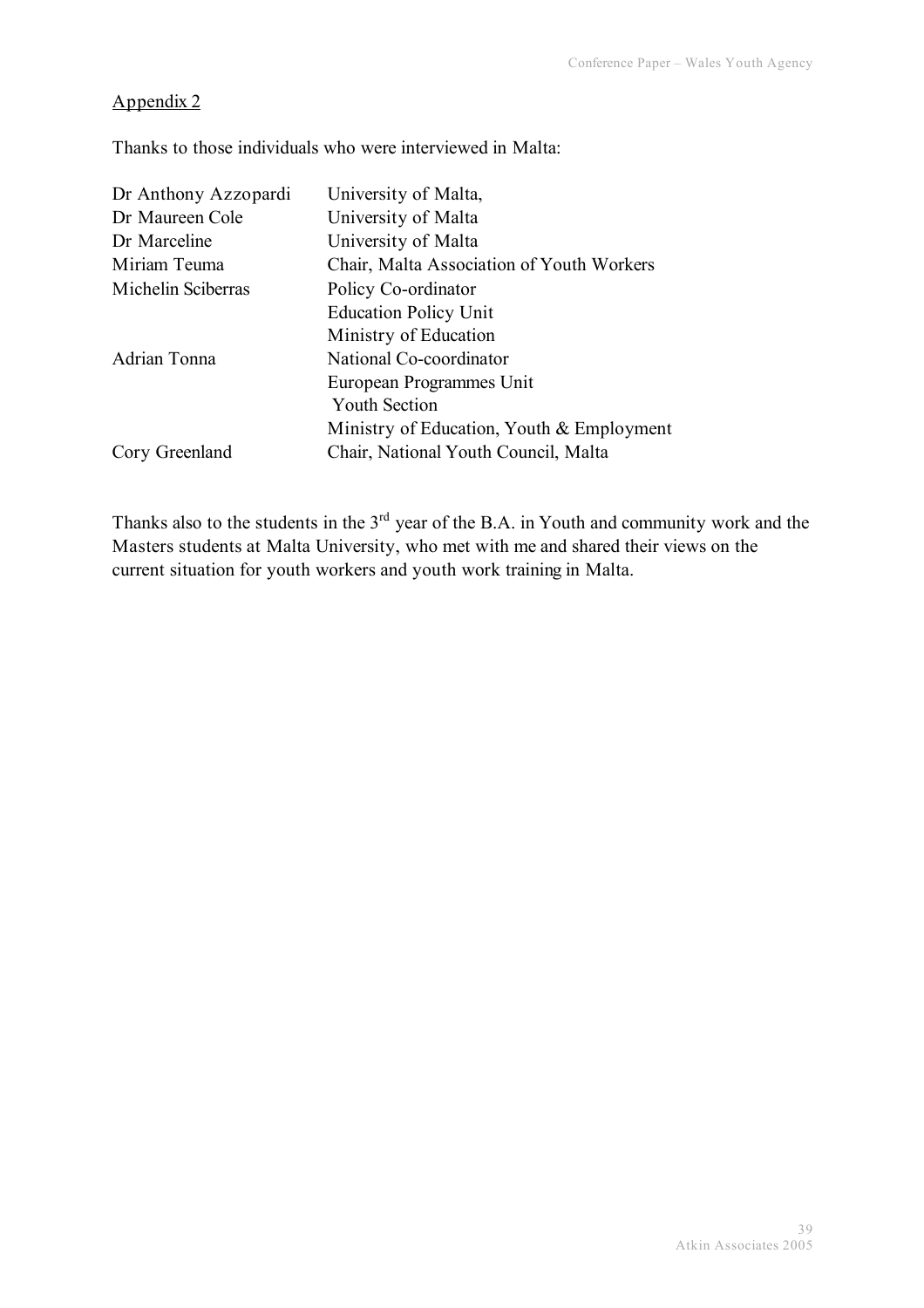Appendix 2

Thanks to those individuals who were interviewed in Malta:

| | |
|---|---|
| Dr Anthony Azzopardi | University of Malta, |
| Dr Maureen Cole | University of Malta |
| Dr Marceline | University of Malta |
| Miriam Teuma | Chair, Malta Association of Youth Workers |
| Michelin Sciberras | Policy Co-ordinator<br>Education Policy Unit<br>Ministry of Education |
| Adrian Tonna | National Co-coordinator<br>European Programmes Unit<br>Youth Section<br>Ministry of Education, Youth & Employment |
| Cory Greenland | Chair, National Youth Council, Malta |

Thanks also to the students in the 3rd year of the B.A. in Youth and community work and the Masters students at Malta University, who met with me and shared their views on the current situation for youth workers and youth work training in Malta.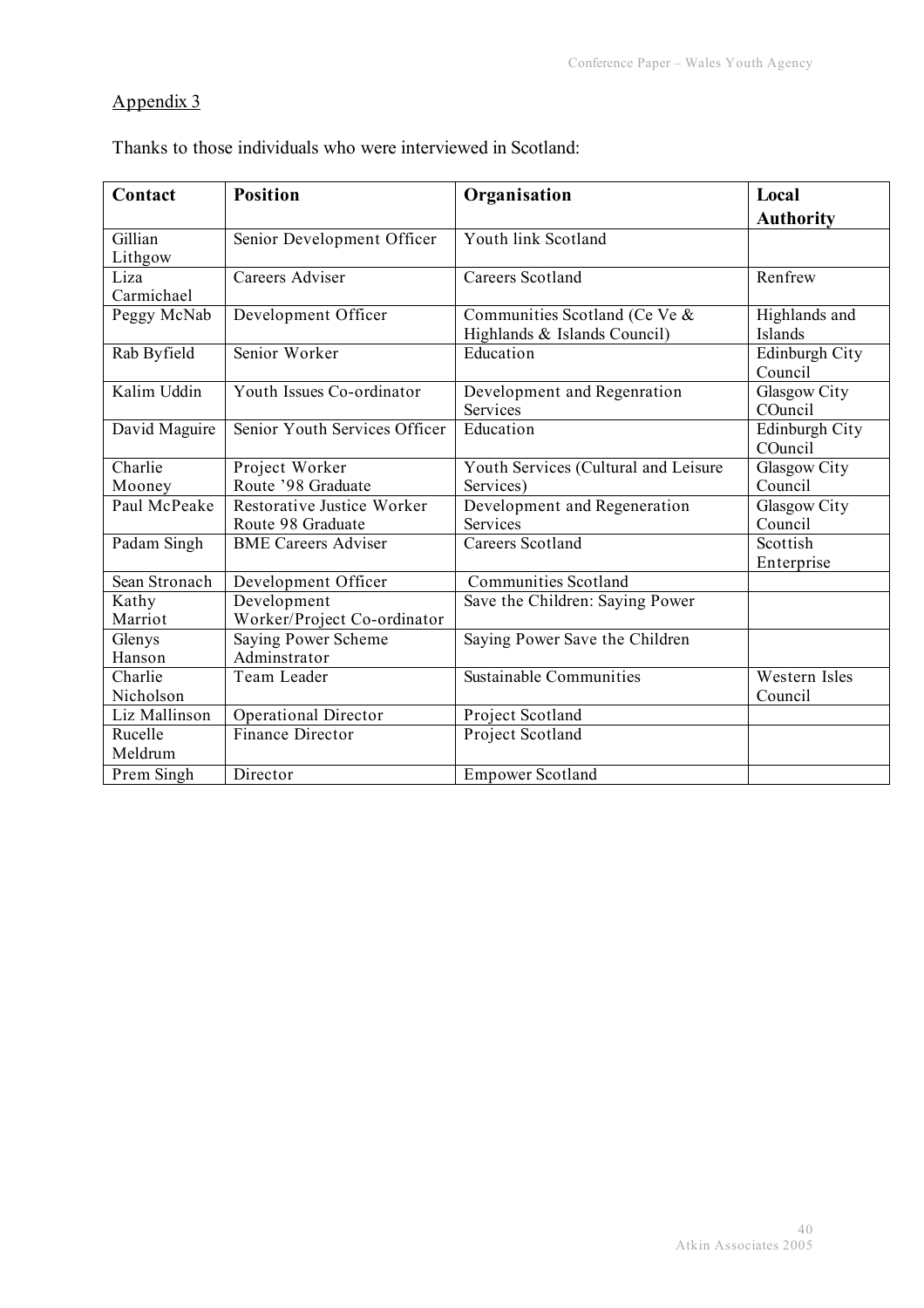Appendix 3

Thanks to those individuals who were interviewed in Scotland:

| Contact | Position | Organisation | Local Authority |
|---|---|---|---|
| Gillian Lithgow | Senior Development Officer | Youth link Scotland | |
| Liza Carmichael | Careers Adviser | Careers Scotland | Renfrew |
| Peggy McNab | Development Officer | Communities Scotland (Ce Ve & Highlands & Islands Council) | Highlands and Islands |
| Rab Byfield | Senior Worker | Education | Edinburgh City Council |
| Kalim Uddin | Youth Issues Co-ordinator | Development and Regenration Services | Glasgow City COuncil |
| David Maguire | Senior Youth Services Officer | Education | Edinburgh City COuncil |
| Charlie Mooney | Project Worker Route '98 Graduate | Youth Services (Cultural and Leisure Services) | Glasgow City Council |
| Paul McPeake | Restorative Justice Worker Route 98 Graduate | Development and Regeneration Services | Glasgow City Council |
| Padam Singh | BME Careers Adviser | Careers Scotland | Scottish Enterprise |
| Sean Stronach | Development Officer | Communities Scotland | |
| Kathy Marriot | Development Worker/Project Co-ordinator | Save the Children: Saying Power | |
| Glenys Hanson | Saying Power Scheme Adminstrator | Saying Power Save the Children | |
| Charlie Nicholson | Team Leader | Sustainable Communities | Western Isles Council |
| Liz Mallinson | Operational Director | Project Scotland | |
| Rucelle Meldrum | Finance Director | Project Scotland | |
| Prem Singh | Director | Empower Scotland | |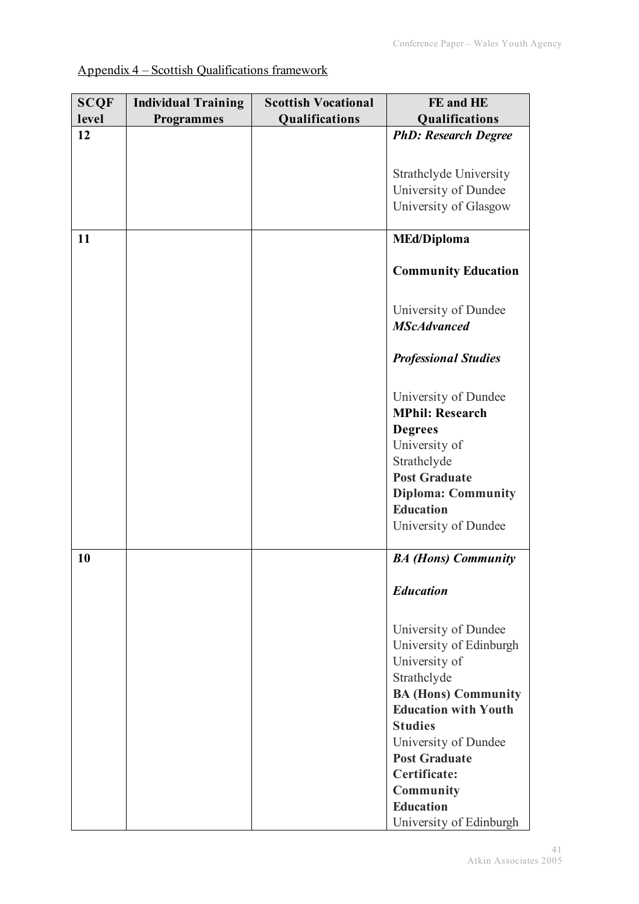Appendix 4 – Scottish Qualifications framework

| SCQF level | Individual Training Programmes | Scottish Vocational Qualifications | FE and HE Qualifications |
|---|---|---|---|
| 12 | | | ***PhD: Research Degree*** <br><br> Strathclyde University <br> University of Dundee <br> University of Glasgow |
| 11 | | | **MEd/Diploma** <br><br> **Community Education** <br><br> University of Dundee <br> ***MScAdvanced*** <br><br> ***Professional Studies*** <br><br> University of Dundee <br> **MPhil: Research Degrees** <br> University of Strathclyde <br> **Post Graduate Diploma: Community Education** <br> University of Dundee |
| 10 | | | ***BA (Hons) Community*** <br><br> ***Education*** <br><br> University of Dundee <br> University of Edinburgh <br> University of Strathclyde <br> **BA (Hons) Community Education with Youth Studies** <br> University of Dundee <br> **Post Graduate Certificate: Community Education** <br> University of Edinburgh |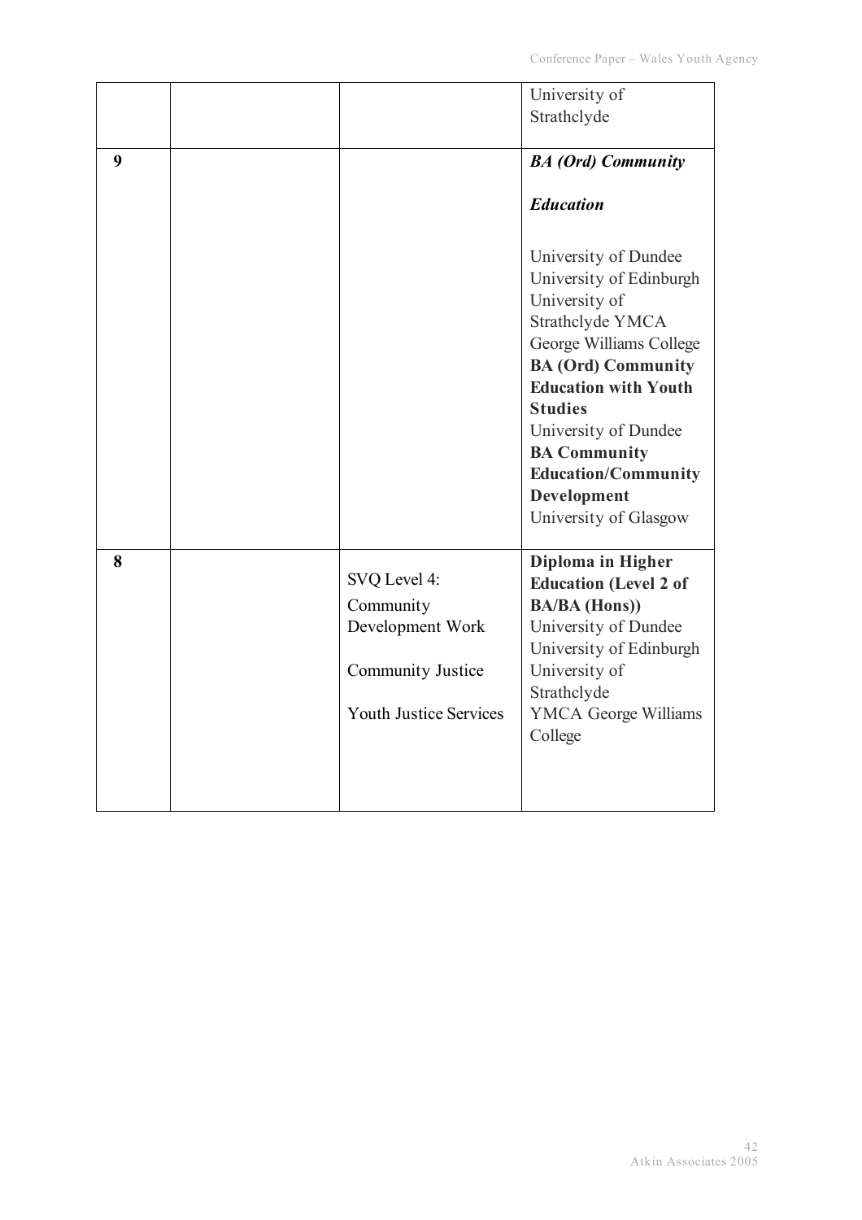| | | | |
|---|---|---|---|
| | | | University of Strathclyde |
| **9** | | | ***BA (Ord) Community Education*** University of Dundee University of Edinburgh University of Strathclyde YMCA George Williams College **BA (Ord) Community Education with Youth Studies** University of Dundee **BA Community Education/Community Development** University of Glasgow |
| **8** | | SVQ Level 4: Community Development Work Community Justice Youth Justice Services | **Diploma in Higher Education (Level 2 of BA/BA (Hons))** University of Dundee University of Edinburgh University of Strathclyde YMCA George Williams College |